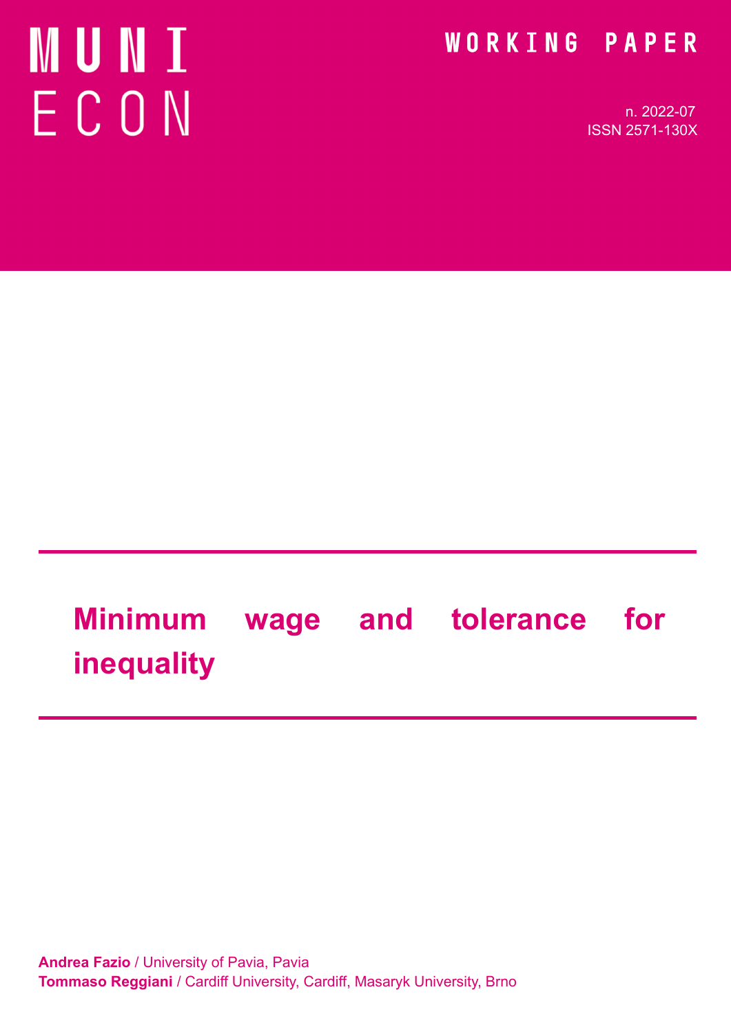MUNI ECON

WORKING PAPER

n. 2022-07
ISSN 2571-130X

# Minimum wage and tolerance for inequality

**Andrea Fazio** / University of Pavia, Pavia
**Tommaso Reggiani** / Cardiff University, Cardiff, Masaryk University, Brno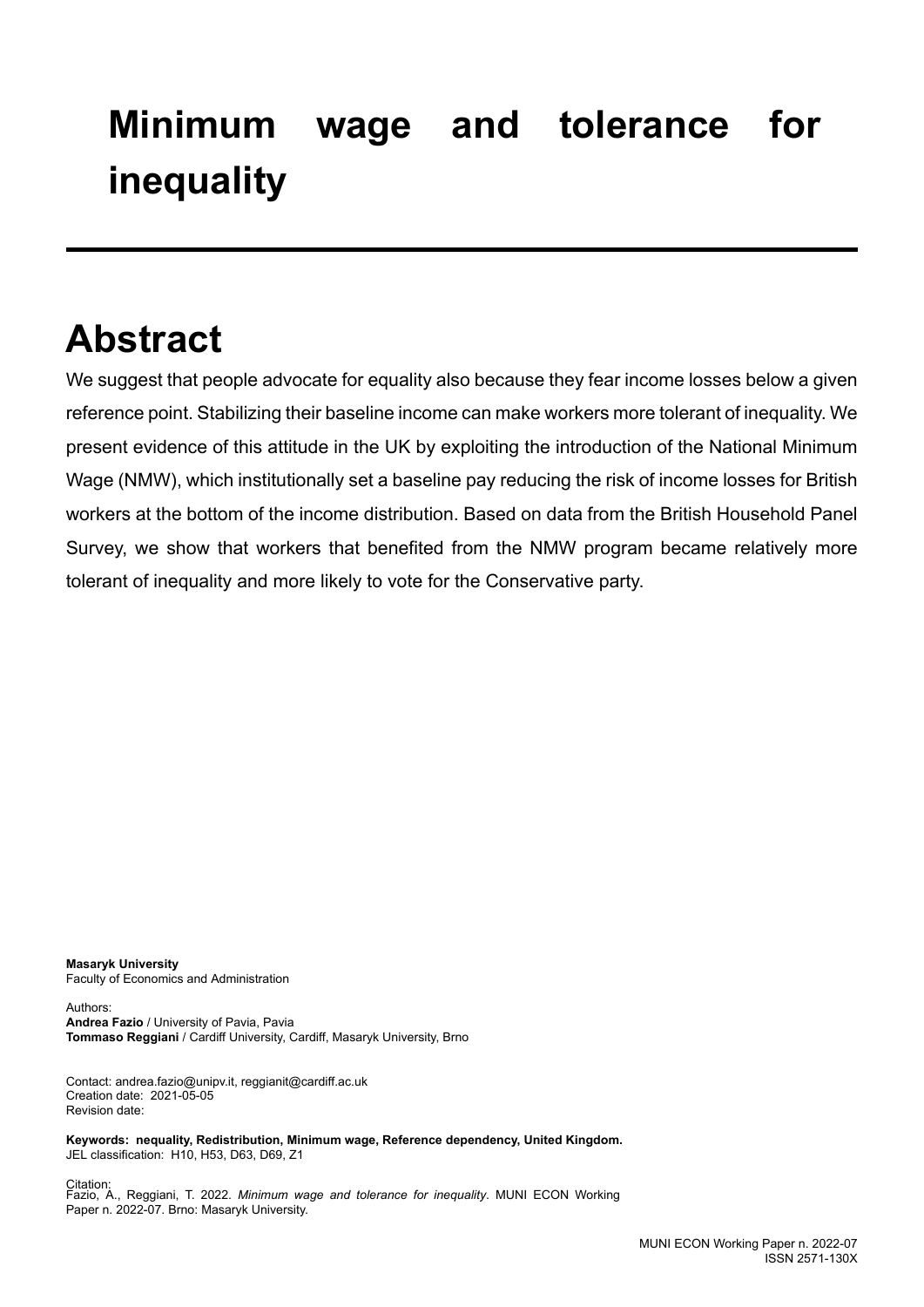# Minimum wage and tolerance for inequality

## Abstract

We suggest that people advocate for equality also because they fear income losses below a given reference point. Stabilizing their baseline income can make workers more tolerant of inequality. We present evidence of this attitude in the UK by exploiting the introduction of the National Minimum Wage (NMW), which institutionally set a baseline pay reducing the risk of income losses for British workers at the bottom of the income distribution. Based on data from the British Household Panel Survey, we show that workers that benefited from the NMW program became relatively more tolerant of inequality and more likely to vote for the Conservative party.

**Masaryk University**
Faculty of Economics and Administration

Authors:
**Andrea Fazio** / University of Pavia, Pavia
**Tommaso Reggiani** / Cardiff University, Cardiff, Masaryk University, Brno

Contact: andrea.fazio@unipv.it, reggianit@cardiff.ac.uk
Creation date: 2021-05-05
Revision date:

**Keywords: nequality, Redistribution, Minimum wage, Reference dependency, United Kingdom.**
JEL classification: H10, H53, D63, D69, Z1

Citation:
Fazio, A., Reggiani, T. 2022. *Minimum wage and tolerance for inequality*. MUNI ECON Working Paper n. 2022-07. Brno: Masaryk University.

MUNI ECON Working Paper n. 2022-07
ISSN 2571-130X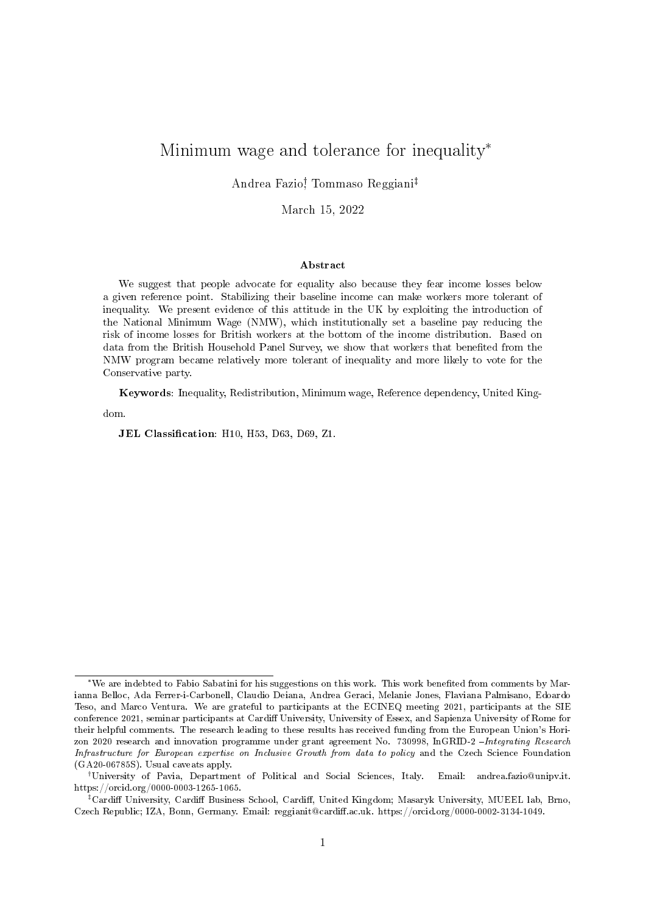# Minimum wage and tolerance for inequality*

Andrea Fazio†, Tommaso Reggiani‡

March 15, 2022

### Abstract

We suggest that people advocate for equality also because they fear income losses below a given reference point. Stabilizing their baseline income can make workers more tolerant of inequality. We present evidence of this attitude in the UK by exploiting the introduction of the National Minimum Wage (NMW), which institutionally set a baseline pay reducing the risk of income losses for British workers at the bottom of the income distribution. Based on data from the British Household Panel Survey, we show that workers that benefited from the NMW program became relatively more tolerant of inequality and more likely to vote for the Conservative party.

**Keywords**: Inequality, Redistribution, Minimum wage, Reference dependency, United Kingdom.

**JEL Classification**: H10, H53, D63, D69, Z1.

---

*We are indebted to Fabio Sabatini for his suggestions on this work. This work benefited from comments by Marianna Belloc, Ada Ferrer-i-Carbonell, Claudio Deiana, Andrea Geraci, Melanie Jones, Flaviana Palmisano, Edoardo Teso, and Marco Ventura. We are grateful to participants at the ECINEQ meeting 2021, participants at the SIE conference 2021, seminar participants at Cardiff University, University of Essex, and Sapienza University of Rome for their helpful comments. The research leading to these results has received funding from the European Union's Horizon 2020 research and innovation programme under grant agreement No. 730998, InGRID-2 –*Integrating Research Infrastructure for European expertise on Inclusive Growth from data to policy* and the Czech Science Foundation (GA20-06785S). Usual caveats apply.

†University of Pavia, Department of Political and Social Sciences, Italy. Email: andrea.fazio@unipv.it. https://orcid.org/0000-0003-1265-1065.

‡Cardiff University, Cardiff Business School, Cardiff, United Kingdom; Masaryk University, MUEEL lab, Brno, Czech Republic; IZA, Bonn, Germany. Email: reggianit@cardiff.ac.uk. https://orcid.org/0000-0002-3134-1049.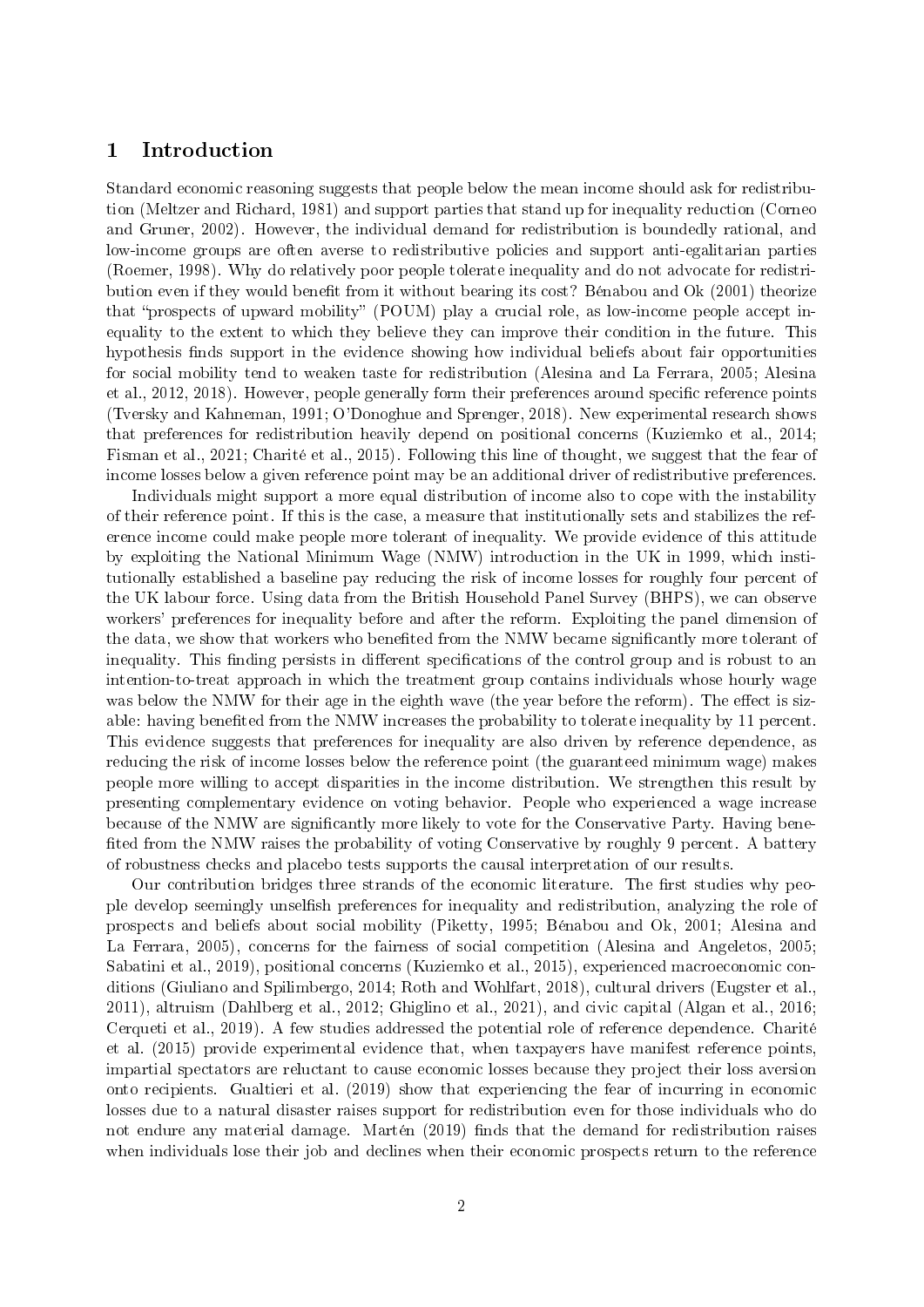# 1 Introduction

Standard economic reasoning suggests that people below the mean income should ask for redistribution (Meltzer and Richard, 1981) and support parties that stand up for inequality reduction (Corneo and Gruner, 2002). However, the individual demand for redistribution is boundedly rational, and low-income groups are often averse to redistributive policies and support anti-egalitarian parties (Roemer, 1998). Why do relatively poor people tolerate inequality and do not advocate for redistribution even if they would benefit from it without bearing its cost? Bénabou and Ok (2001) theorize that "prospects of upward mobility" (POUM) play a crucial role, as low-income people accept inequality to the extent to which they believe they can improve their condition in the future. This hypothesis finds support in the evidence showing how individual beliefs about fair opportunities for social mobility tend to weaken taste for redistribution (Alesina and La Ferrara, 2005; Alesina et al., 2012, 2018). However, people generally form their preferences around specific reference points (Tversky and Kahneman, 1991; O'Donoghue and Sprenger, 2018). New experimental research shows that preferences for redistribution heavily depend on positional concerns (Kuziemko et al., 2014; Fisman et al., 2021; Charité et al., 2015). Following this line of thought, we suggest that the fear of income losses below a given reference point may be an additional driver of redistributive preferences.

Individuals might support a more equal distribution of income also to cope with the instability of their reference point. If this is the case, a measure that institutionally sets and stabilizes the reference income could make people more tolerant of inequality. We provide evidence of this attitude by exploiting the National Minimum Wage (NMW) introduction in the UK in 1999, which institutionally established a baseline pay reducing the risk of income losses for roughly four percent of the UK labour force. Using data from the British Household Panel Survey (BHPS), we can observe workers' preferences for inequality before and after the reform. Exploiting the panel dimension of the data, we show that workers who benefited from the NMW became significantly more tolerant of inequality. This finding persists in different specifications of the control group and is robust to an intention-to-treat approach in which the treatment group contains individuals whose hourly wage was below the NMW for their age in the eighth wave (the year before the reform). The effect is sizable: having benefited from the NMW increases the probability to tolerate inequality by 11 percent. This evidence suggests that preferences for inequality are also driven by reference dependence, as reducing the risk of income losses below the reference point (the guaranteed minimum wage) makes people more willing to accept disparities in the income distribution. We strengthen this result by presenting complementary evidence on voting behavior. People who experienced a wage increase because of the NMW are significantly more likely to vote for the Conservative Party. Having benefited from the NMW raises the probability of voting Conservative by roughly 9 percent. A battery of robustness checks and placebo tests supports the causal interpretation of our results.

Our contribution bridges three strands of the economic literature. The first studies why people develop seemingly unselfish preferences for inequality and redistribution, analyzing the role of prospects and beliefs about social mobility (Piketty, 1995; Bénabou and Ok, 2001; Alesina and La Ferrara, 2005), concerns for the fairness of social competition (Alesina and Angeletos, 2005; Sabatini et al., 2019), positional concerns (Kuziemko et al., 2015), experienced macroeconomic conditions (Giuliano and Spilimbergo, 2014; Roth and Wohlfart, 2018), cultural drivers (Eugster et al., 2011), altruism (Dahlberg et al., 2012; Ghiglino et al., 2021), and civic capital (Algan et al., 2016; Cerqueti et al., 2019). A few studies addressed the potential role of reference dependence. Charité et al. (2015) provide experimental evidence that, when taxpayers have manifest reference points, impartial spectators are reluctant to cause economic losses because they project their loss aversion onto recipients. Gualtieri et al. (2019) show that experiencing the fear of incurring in economic losses due to a natural disaster raises support for redistribution even for those individuals who do not endure any material damage. Martén (2019) finds that the demand for redistribution raises when individuals lose their job and declines when their economic prospects return to the reference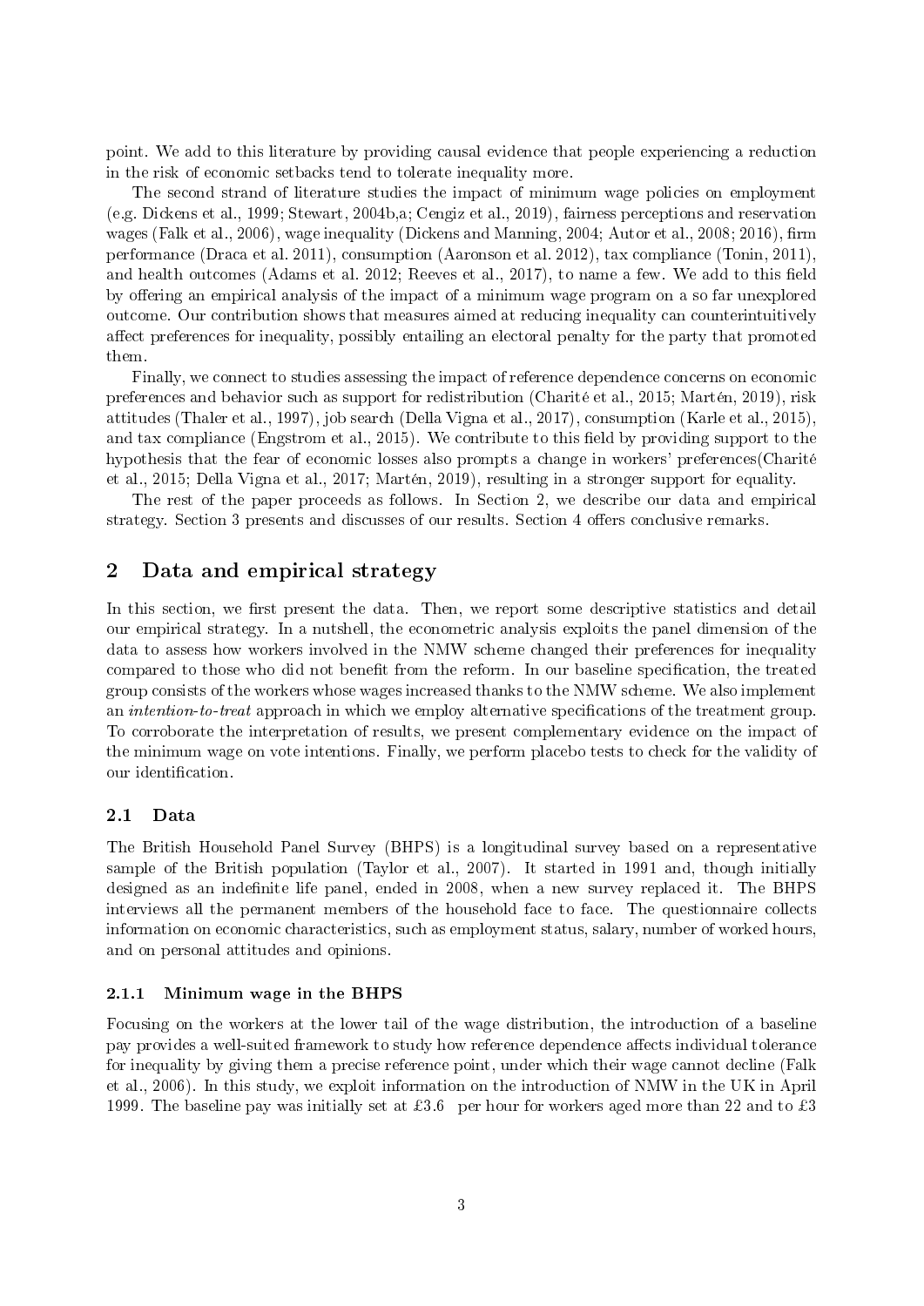point. We add to this literature by providing causal evidence that people experiencing a reduction in the risk of economic setbacks tend to tolerate inequality more.

The second strand of literature studies the impact of minimum wage policies on employment (e.g. Dickens et al., 1999; Stewart, 2004b,a; Cengiz et al., 2019), fairness perceptions and reservation wages (Falk et al., 2006), wage inequality (Dickens and Manning, 2004; Autor et al., 2008; 2016), firm performance (Draca et al. 2011), consumption (Aaronson et al. 2012), tax compliance (Tonin, 2011), and health outcomes (Adams et al. 2012; Reeves et al., 2017), to name a few. We add to this field by offering an empirical analysis of the impact of a minimum wage program on a so far unexplored outcome. Our contribution shows that measures aimed at reducing inequality can counterintuitively affect preferences for inequality, possibly entailing an electoral penalty for the party that promoted them.

Finally, we connect to studies assessing the impact of reference dependence concerns on economic preferences and behavior such as support for redistribution (Charité et al., 2015; Martén, 2019), risk attitudes (Thaler et al., 1997), job search (Della Vigna et al., 2017), consumption (Karle et al., 2015), and tax compliance (Engstrom et al., 2015). We contribute to this field by providing support to the hypothesis that the fear of economic losses also prompts a change in workers' preferences(Charité et al., 2015; Della Vigna et al., 2017; Martén, 2019), resulting in a stronger support for equality.

The rest of the paper proceeds as follows. In Section 2, we describe our data and empirical strategy. Section 3 presents and discusses of our results. Section 4 offers conclusive remarks.

## 2 Data and empirical strategy

In this section, we first present the data. Then, we report some descriptive statistics and detail our empirical strategy. In a nutshell, the econometric analysis exploits the panel dimension of the data to assess how workers involved in the NMW scheme changed their preferences for inequality compared to those who did not benefit from the reform. In our baseline specification, the treated group consists of the workers whose wages increased thanks to the NMW scheme. We also implement an *intention-to-treat* approach in which we employ alternative specifications of the treatment group. To corroborate the interpretation of results, we present complementary evidence on the impact of the minimum wage on vote intentions. Finally, we perform placebo tests to check for the validity of our identification.

### 2.1 Data

The British Household Panel Survey (BHPS) is a longitudinal survey based on a representative sample of the British population (Taylor et al., 2007). It started in 1991 and, though initially designed as an indefinite life panel, ended in 2008, when a new survey replaced it. The BHPS interviews all the permanent members of the household face to face. The questionnaire collects information on economic characteristics, such as employment status, salary, number of worked hours, and on personal attitudes and opinions.

#### 2.1.1 Minimum wage in the BHPS

Focusing on the workers at the lower tail of the wage distribution, the introduction of a baseline pay provides a well-suited framework to study how reference dependence affects individual tolerance for inequality by giving them a precise reference point, under which their wage cannot decline (Falk et al., 2006). In this study, we exploit information on the introduction of NMW in the UK in April 1999. The baseline pay was initially set at £3.6 per hour for workers aged more than 22 and to £3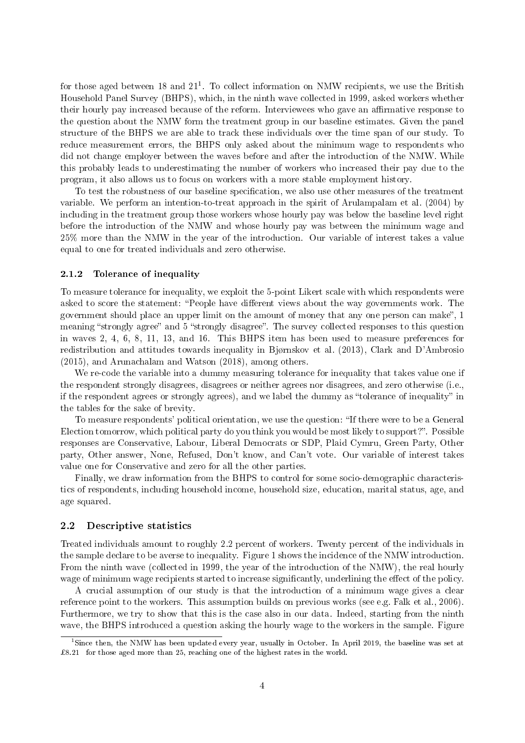for those aged between 18 and 21[1]. To collect information on NMW recipients, we use the British Household Panel Survey (BHPS), which, in the ninth wave collected in 1999, asked workers whether their hourly pay increased because of the reform. Interviewees who gave an affirmative response to the question about the NMW form the treatment group in our baseline estimates. Given the panel structure of the BHPS we are able to track these individuals over the time span of our study. To reduce measurement errors, the BHPS only asked about the minimum wage to respondents who did not change employer between the waves before and after the introduction of the NMW. While this probably leads to underestimating the number of workers who increased their pay due to the program, it also allows us to focus on workers with a more stable employment history.

To test the robustness of our baseline specification, we also use other measures of the treatment variable. We perform an intention-to-treat approach in the spirit of Arulampalam et al. (2004) by including in the treatment group those workers whose hourly pay was below the baseline level right before the introduction of the NMW and whose hourly pay was between the minimum wage and 25% more than the NMW in the year of the introduction. Our variable of interest takes a value equal to one for treated individuals and zero otherwise.

### 2.1.2 Tolerance of inequality

To measure tolerance for inequality, we exploit the 5-point Likert scale with which respondents were asked to score the statement: "People have different views about the way governments work. The government should place an upper limit on the amount of money that any one person can make", 1 meaning "strongly agree" and 5 "strongly disagree". The survey collected responses to this question in waves 2, 4, 6, 8, 11, 13, and 16. This BHPS item has been used to measure preferences for redistribution and attitudes towards inequality in Bjørnskov et al. (2013), Clark and D'Ambrosio (2015), and Arunachalam and Watson (2018), among others.

We re-code the variable into a dummy measuring tolerance for inequality that takes value one if the respondent strongly disagrees, disagrees or neither agrees nor disagrees, and zero otherwise (i.e., if the respondent agrees or strongly agrees), and we label the dummy as "tolerance of inequality" in the tables for the sake of brevity.

To measure respondents' political orientation, we use the question: "If there were to be a General Election tomorrow, which political party do you think you would be most likely to support?". Possible responses are Conservative, Labour, Liberal Democrats or SDP, Plaid Cymru, Green Party, Other party, Other answer, None, Refused, Don't know, and Can't vote. Our variable of interest takes value one for Conservative and zero for all the other parties.

Finally, we draw information from the BHPS to control for some socio-demographic characteristics of respondents, including household income, household size, education, marital status, age, and age squared.

## 2.2 Descriptive statistics

Treated individuals amount to roughly 2.2 percent of workers. Twenty percent of the individuals in the sample declare to be averse to inequality. Figure 1 shows the incidence of the NMW introduction. From the ninth wave (collected in 1999, the year of the introduction of the NMW), the real hourly wage of minimum wage recipients started to increase significantly, underlining the effect of the policy.

A crucial assumption of our study is that the introduction of a minimum wage gives a clear reference point to the workers. This assumption builds on previous works (see e.g. Falk et al., 2006). Furthermore, we try to show that this is the case also in our data. Indeed, starting from the ninth wave, the BHPS introduced a question asking the hourly wage to the workers in the sample. Figure

[1] Since then, the NMW has been updated every year, usually in October. In April 2019, the baseline was set at £8.21 for those aged more than 25, reaching one of the highest rates in the world.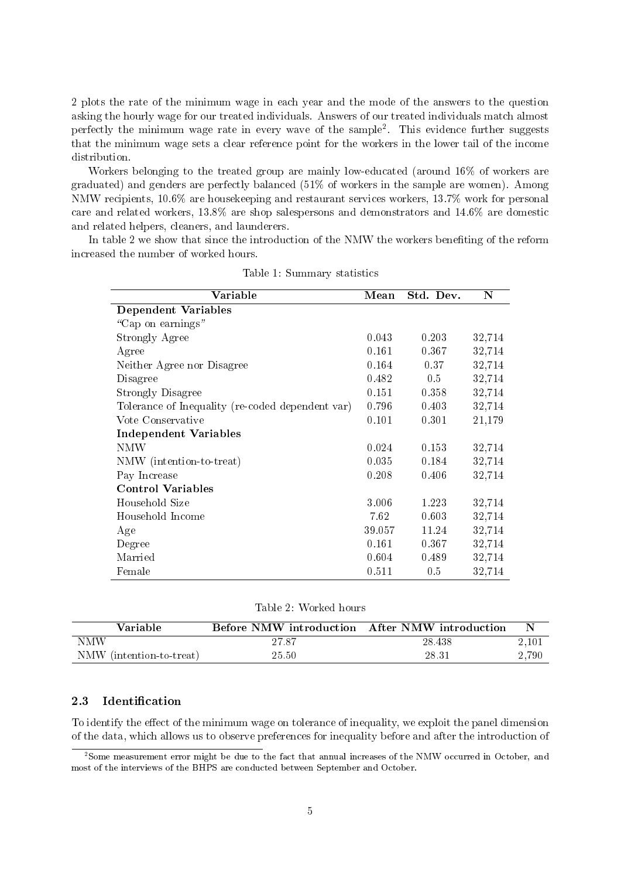2 plots the rate of the minimum wage in each year and the mode of the answers to the question asking the hourly wage for our treated individuals. Answers of our treated individuals match almost perfectly the minimum wage rate in every wave of the sample[2]. This evidence further suggests that the minimum wage sets a clear reference point for the workers in the lower tail of the income distribution.

Workers belonging to the treated group are mainly low-educated (around 16% of workers are graduated) and genders are perfectly balanced (51% of workers in the sample are women). Among NMW recipients, 10.6% are housekeeping and restaurant services workers, 13.7% work for personal care and related workers, 13.8% are shop salespersons and demonstrators and 14.6% are domestic and related helpers, cleaners, and launderers.

In table 2 we show that since the introduction of the NMW the workers benefiting of the reform increased the number of worked hours.

Table 1: Summary statistics

| Variable | Mean | Std. Dev. | N |
|---|---|---|---|
| **Dependent Variables** | | | |
| "Cap on earnings" | | | |
| Strongly Agree | 0.043 | 0.203 | 32,714 |
| Agree | 0.161 | 0.367 | 32,714 |
| Neither Agree nor Disagree | 0.164 | 0.37 | 32,714 |
| Disagree | 0.482 | 0.5 | 32,714 |
| Strongly Disagree | 0.151 | 0.358 | 32,714 |
| Tolerance of Inequality (re-coded dependent var) | 0.796 | 0.403 | 32,714 |
| Vote Conservative | 0.101 | 0.301 | 21,179 |
| **Independent Variables** | | | |
| NMW | 0.024 | 0.153 | 32,714 |
| NMW (intention-to-treat) | 0.035 | 0.184 | 32,714 |
| Pay Increase | 0.208 | 0.406 | 32,714 |
| **Control Variables** | | | |
| Household Size | 3.006 | 1.223 | 32,714 |
| Household Income | 7.62 | 0.603 | 32,714 |
| Age | 39.057 | 11.24 | 32,714 |
| Degree | 0.161 | 0.367 | 32,714 |
| Married | 0.604 | 0.489 | 32,714 |
| Female | 0.511 | 0.5 | 32,714 |

Table 2: Worked hours

| Variable | Before NMW introduction | After NMW introduction | N |
|---|---|---|---|
| NMW | 27.87 | 28.438 | 2,101 |
| NMW (intention-to-treat) | 25.50 | 28.31 | 2,790 |

### 2.3 Identification

To identify the effect of the minimum wage on tolerance of inequality, we exploit the panel dimension of the data, which allows us to observe preferences for inequality before and after the introduction of

[2]Some measurement error might be due to the fact that annual increases of the NMW occurred in October, and most of the interviews of the BHPS are conducted between September and October.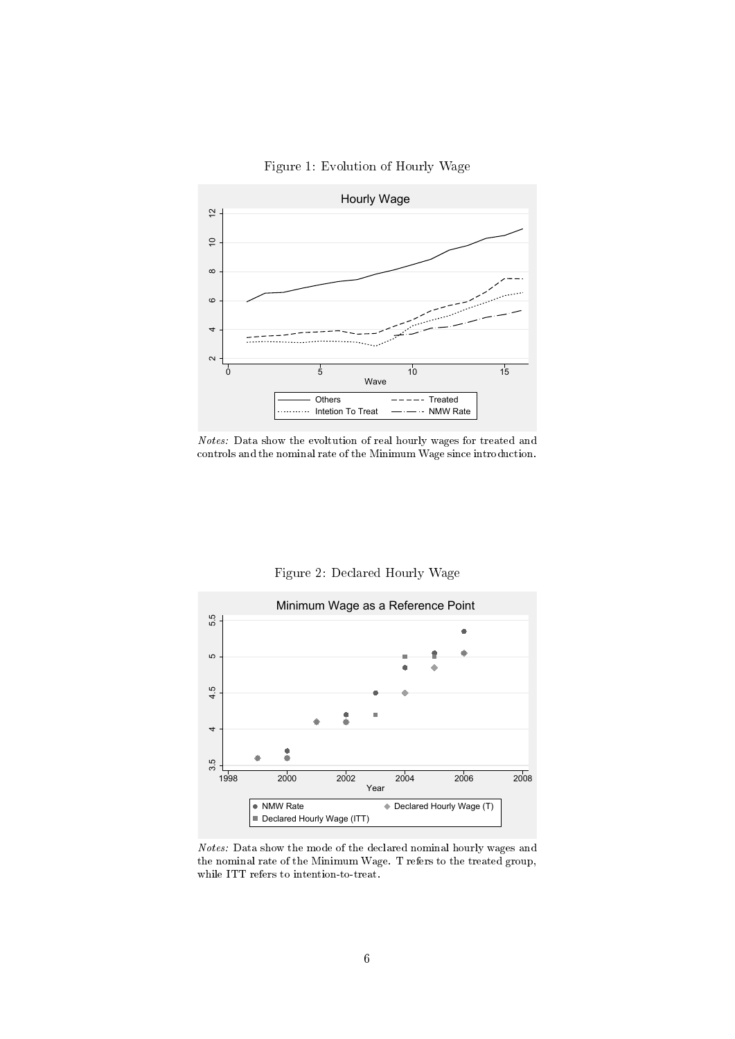Figure 1: Evolution of Hourly Wage

*Notes:* Data show the evoltution of real hourly wages for treated and controls and the nominal rate of the Minimum Wage since introduction.

Figure 2: Declared Hourly Wage

*Notes:* Data show the mode of the declared nominal hourly wages and the nominal rate of the Minimum Wage. T refers to the treated group, while ITT refers to intention-to-treat.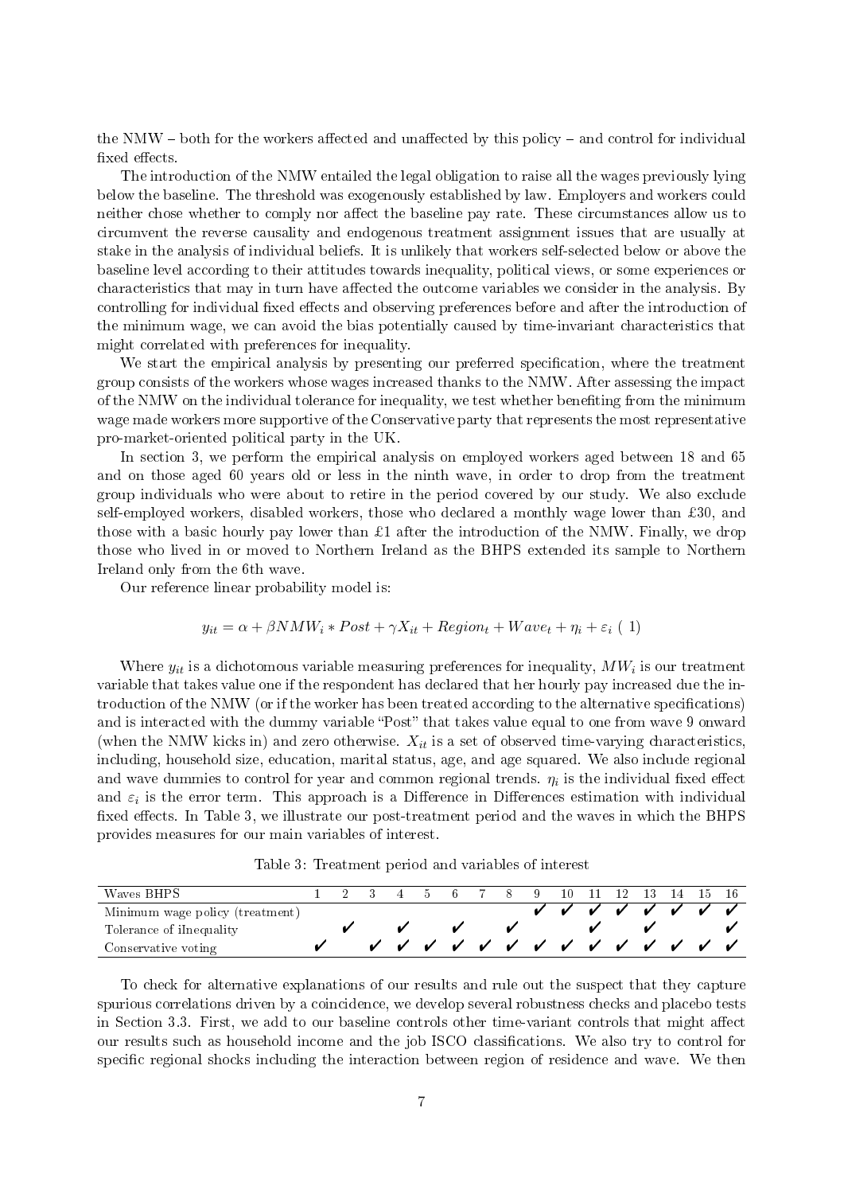the NMW – both for the workers affected and unaffected by this policy – and control for individual fixed effects.

The introduction of the NMW entailed the legal obligation to raise all the wages previously lying below the baseline. The threshold was exogenously established by law. Employers and workers could neither chose whether to comply nor affect the baseline pay rate. These circumstances allow us to circumvent the reverse causality and endogenous treatment assignment issues that are usually at stake in the analysis of individual beliefs. It is unlikely that workers self-selected below or above the baseline level according to their attitudes towards inequality, political views, or some experiences or characteristics that may in turn have affected the outcome variables we consider in the analysis. By controlling for individual fixed effects and observing preferences before and after the introduction of the minimum wage, we can avoid the bias potentially caused by time-invariant characteristics that might correlated with preferences for inequality.

We start the empirical analysis by presenting our preferred specification, where the treatment group consists of the workers whose wages increased thanks to the NMW. After assessing the impact of the NMW on the individual tolerance for inequality, we test whether benefiting from the minimum wage made workers more supportive of the Conservative party that represents the most representative pro-market-oriented political party in the UK.

In section 3, we perform the empirical analysis on employed workers aged between 18 and 65 and on those aged 60 years old or less in the ninth wave, in order to drop from the treatment group individuals who were about to retire in the period covered by our study. We also exclude self-employed workers, disabled workers, those who declared a monthly wage lower than £30, and those with a basic hourly pay lower than £1 after the introduction of the NMW. Finally, we drop those who lived in or moved to Northern Ireland as the BHPS extended its sample to Northern Ireland only from the 6th wave.

Our reference linear probability model is:

$$y_{it} = \alpha + \beta NMW_i * Post + \gamma X_{it} + Region_t + Wave_t + \eta_i + \varepsilon_i \quad (1)$$

Where $y_{it}$ is a dichotomous variable measuring preferences for inequality, $MW_i$ is our treatment variable that takes value one if the respondent has declared that her hourly pay increased due the introduction of the NMW (or if the worker has been treated according to the alternative specifications) and is interacted with the dummy variable "Post" that takes value equal to one from wave 9 onward (when the NMW kicks in) and zero otherwise. $X_{it}$ is a set of observed time-varying characteristics, including, household size, education, marital status, age, and age squared. We also include regional and wave dummies to control for year and common regional trends. $\eta_i$ is the individual fixed effect and $\varepsilon_i$ is the error term. This approach is a Difference in Differences estimation with individual fixed effects. In Table 3, we illustrate our post-treatment period and the waves in which the BHPS provides measures for our main variables of interest.

Table 3: Treatment period and variables of interest

| Waves BHPS | 1 | 2 | 3 | 4 | 5 | 6 | 7 | 8 | 9 | 10 | 11 | 12 | 13 | 14 | 15 | 16 |
|---|---|---|---|---|---|---|---|---|---|---|---|---|---|---|---|---|
| Minimum wage policy (treatment) | | | | | | | | | ✔ | ✔ | ✔ | ✔ | ✔ | ✔ | ✔ | ✔ |
| Tolerance of ilnequality | | ✔ | | ✔ | | ✔ | | ✔ | | | ✔ | | ✔ | | | ✔ |
| Conservative voting | ✔ | | ✔ | ✔ | ✔ | ✔ | ✔ | ✔ | ✔ | ✔ | ✔ | ✔ | ✔ | ✔ | ✔ | ✔ |

To check for alternative explanations of our results and rule out the suspect that they capture spurious correlations driven by a coincidence, we develop several robustness checks and placebo tests in Section 3.3. First, we add to our baseline controls other time-variant controls that might affect our results such as household income and the job ISCO classifications. We also try to control for specific regional shocks including the interaction between region of residence and wave. We then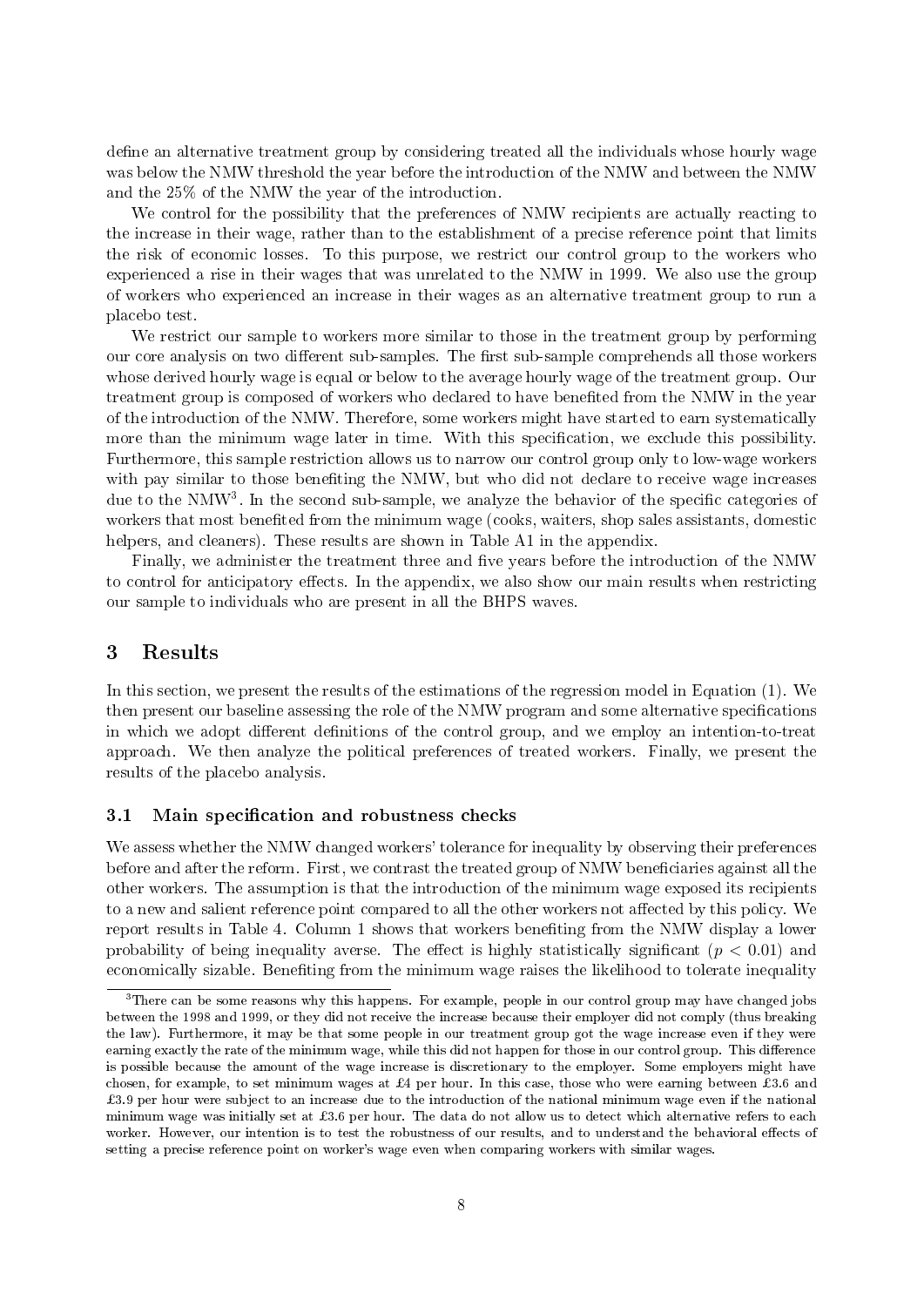define an alternative treatment group by considering treated all the individuals whose hourly wage was below the NMW threshold the year before the introduction of the NMW and between the NMW and the 25% of the NMW the year of the introduction.

We control for the possibility that the preferences of NMW recipients are actually reacting to the increase in their wage, rather than to the establishment of a precise reference point that limits the risk of economic losses. To this purpose, we restrict our control group to the workers who experienced a rise in their wages that was unrelated to the NMW in 1999. We also use the group of workers who experienced an increase in their wages as an alternative treatment group to run a placebo test.

We restrict our sample to workers more similar to those in the treatment group by performing our core analysis on two different sub-samples. The first sub-sample comprehends all those workers whose derived hourly wage is equal or below to the average hourly wage of the treatment group. Our treatment group is composed of workers who declared to have benefited from the NMW in the year of the introduction of the NMW. Therefore, some workers might have started to earn systematically more than the minimum wage later in time. With this specification, we exclude this possibility. Furthermore, this sample restriction allows us to narrow our control group only to low-wage workers with pay similar to those benefiting the NMW, but who did not declare to receive wage increases due to the NMW[3]. In the second sub-sample, we analyze the behavior of the specific categories of workers that most benefited from the minimum wage (cooks, waiters, shop sales assistants, domestic helpers, and cleaners). These results are shown in Table A1 in the appendix.

Finally, we administer the treatment three and five years before the introduction of the NMW to control for anticipatory effects. In the appendix, we also show our main results when restricting our sample to individuals who are present in all the BHPS waves.

## 3 Results

In this section, we present the results of the estimations of the regression model in Equation (1). We then present our baseline assessing the role of the NMW program and some alternative specifications in which we adopt different definitions of the control group, and we employ an intention-to-treat approach. We then analyze the political preferences of treated workers. Finally, we present the results of the placebo analysis.

### 3.1 Main specification and robustness checks

We assess whether the NMW changed workers' tolerance for inequality by observing their preferences before and after the reform. First, we contrast the treated group of NMW beneficiaries against all the other workers. The assumption is that the introduction of the minimum wage exposed its recipients to a new and salient reference point compared to all the other workers not affected by this policy. We report results in Table 4. Column 1 shows that workers benefiting from the NMW display a lower probability of being inequality averse. The effect is highly statistically significant ($p < 0.01$) and economically sizable. Benefiting from the minimum wage raises the likelihood to tolerate inequality

[3] There can be some reasons why this happens. For example, people in our control group may have changed jobs between the 1998 and 1999, or they did not receive the increase because their employer did not comply (thus breaking the law). Furthermore, it may be that some people in our treatment group got the wage increase even if they were earning exactly the rate of the minimum wage, while this did not happen for those in our control group. This difference is possible because the amount of the wage increase is discretionary to the employer. Some employers might have chosen, for example, to set minimum wages at £4 per hour. In this case, those who were earning between £3.6 and £3.9 per hour were subject to an increase due to the introduction of the national minimum wage even if the national minimum wage was initially set at £3.6 per hour. The data do not allow us to detect which alternative refers to each worker. However, our intention is to test the robustness of our results, and to understand the behavioral effects of setting a precise reference point on worker's wage even when comparing workers with similar wages.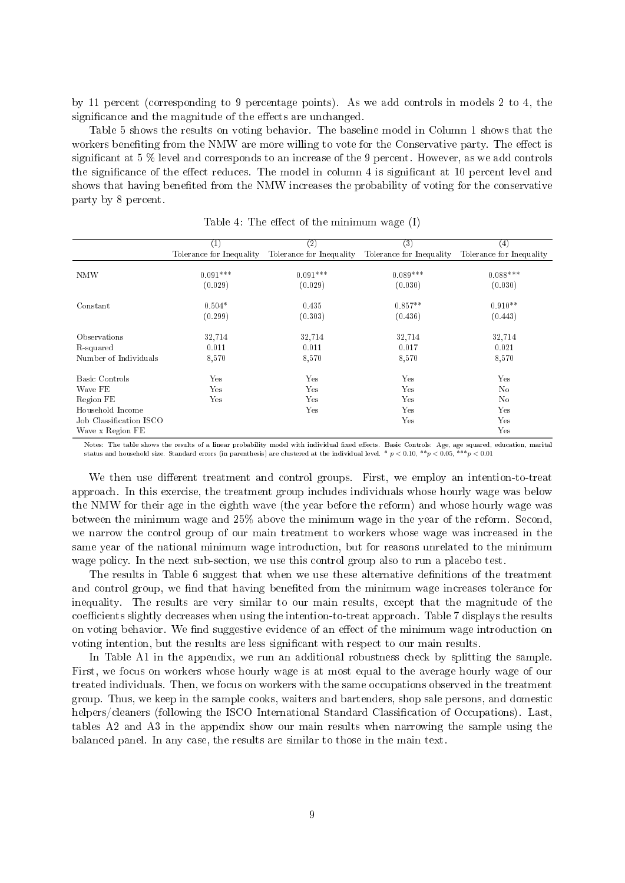by 11 percent (corresponding to 9 percentage points). As we add controls in models 2 to 4, the significance and the magnitude of the effects are unchanged.

Table 5 shows the results on voting behavior. The baseline model in Column 1 shows that the workers benefiting from the NMW are more willing to vote for the Conservative party. The effect is significant at 5 % level and corresponds to an increase of the 9 percent. However, as we add controls the significance of the effect reduces. The model in column 4 is significant at 10 percent level and shows that having benefited from the NMW increases the probability of voting for the conservative party by 8 percent.

Table 4: The effect of the minimum wage (I)

| | (1) | (2) | (3) | (4) |
|---|---|---|---|---|
| | Tolerance for Inequality | Tolerance for Inequality | Tolerance for Inequality | Tolerance for Inequality |
| NMW | 0.091*** | 0.091*** | 0.089*** | 0.088*** |
| | (0.029) | (0.029) | (0.030) | (0.030) |
| Constant | 0.504* | 0.435 | 0.857** | 0.910** |
| | (0.299) | (0.303) | (0.436) | (0.443) |
| Observations | 32,714 | 32,714 | 32,714 | 32,714 |
| R-squared | 0.011 | 0.011 | 0.017 | 0.021 |
| Number of Individuals | 8,570 | 8,570 | 8,570 | 8,570 |
| Basic Controls | Yes | Yes | Yes | Yes |
| Wave FE | Yes | Yes | Yes | No |
| Region FE | Yes | Yes | Yes | No |
| Household Income | | Yes | Yes | Yes |
| Job Classification ISCO | | | Yes | Yes |
| Wave x Region FE | | | | Yes |

Notes: The table shows the results of a linear probability model with individual fixed effects. Basic Controls: Age, age squared, education, marital status and household size. Standard errors (in parenthesis) are clustered at the individual level. * $p < 0.10$, ** $p < 0.05$, *** $p < 0.01$

We then use different treatment and control groups. First, we employ an intention-to-treat approach. In this exercise, the treatment group includes individuals whose hourly wage was below the NMW for their age in the eighth wave (the year before the reform) and whose hourly wage was between the minimum wage and 25% above the minimum wage in the year of the reform. Second, we narrow the control group of our main treatment to workers whose wage was increased in the same year of the national minimum wage introduction, but for reasons unrelated to the minimum wage policy. In the next sub-section, we use this control group also to run a placebo test.

The results in Table 6 suggest that when we use these alternative definitions of the treatment and control group, we find that having benefited from the minimum wage increases tolerance for inequality. The results are very similar to our main results, except that the magnitude of the coefficients slightly decreases when using the intention-to-treat approach. Table 7 displays the results on voting behavior. We find suggestive evidence of an effect of the minimum wage introduction on voting intention, but the results are less significant with respect to our main results.

In Table A1 in the appendix, we run an additional robustness check by splitting the sample. First, we focus on workers whose hourly wage is at most equal to the average hourly wage of our treated individuals. Then, we focus on workers with the same occupations observed in the treatment group. Thus, we keep in the sample cooks, waiters and bartenders, shop sale persons, and domestic helpers/cleaners (following the ISCO International Standard Classification of Occupations). Last, tables A2 and A3 in the appendix show our main results when narrowing the sample using the balanced panel. In any case, the results are similar to those in the main text.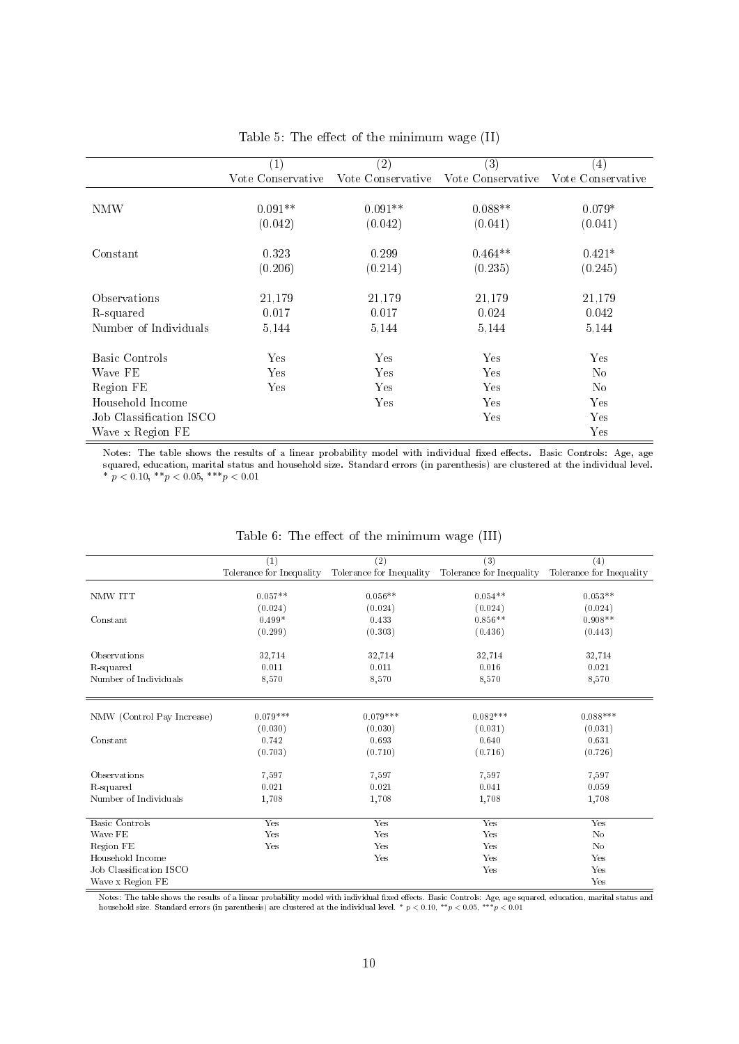Table 5: The effect of the minimum wage (II)

| | (1) | (2) | (3) | (4) |
|---|---|---|---|---|
| | Vote Conservative | Vote Conservative | Vote Conservative | Vote Conservative |
| NMW | 0.091** | 0.091** | 0.088** | 0.079* |
| | (0.042) | (0.042) | (0.041) | (0.041) |
| Constant | 0.323 | 0.299 | 0.464** | 0.421* |
| | (0.206) | (0.214) | (0.235) | (0.245) |
| Observations | 21,179 | 21,179 | 21,179 | 21,179 |
| R-squared | 0.017 | 0.017 | 0.024 | 0.042 |
| Number of Individuals | 5,144 | 5,144 | 5,144 | 5,144 |
| Basic Controls | Yes | Yes | Yes | Yes |
| Wave FE | Yes | Yes | Yes | No |
| Region FE | Yes | Yes | Yes | No |
| Household Income | | Yes | Yes | Yes |
| Job Classification ISCO | | | Yes | Yes |
| Wave x Region FE | | | | Yes |

Notes: The table shows the results of a linear probability model with individual fixed effects. Basic Controls: Age, age squared, education, marital status and household size. Standard errors (in parenthesis) are clustered at the individual level. * $p < 0.10$, **$p < 0.05$, ***$p < 0.01$

Table 6: The effect of the minimum wage (III)

| | (1) | (2) | (3) | (4) |
|---|---|---|---|---|
| | Tolerance for Inequality | Tolerance for Inequality | Tolerance for Inequality | Tolerance for Inequality |
| NMW ITT | 0.057** | 0.056** | 0.054** | 0.053** |
| | (0.024) | (0.024) | (0.024) | (0.024) |
| Constant | 0.499* | 0.433 | 0.856** | 0.908** |
| | (0.299) | (0.303) | (0.436) | (0.443) |
| Observations | 32,714 | 32,714 | 32,714 | 32,714 |
| R-squared | 0.011 | 0.011 | 0.016 | 0.021 |
| Number of Individuals | 8,570 | 8,570 | 8,570 | 8,570 |
| NMW (Control Pay Increase) | 0.079*** | 0.079*** | 0.082*** | 0.088*** |
| | (0.030) | (0.030) | (0.031) | (0.031) |
| Constant | 0.742 | 0.693 | 0.640 | 0.631 |
| | (0.703) | (0.710) | (0.716) | (0.726) |
| Observations | 7,597 | 7,597 | 7,597 | 7,597 |
| R-squared | 0.021 | 0.021 | 0.041 | 0.059 |
| Number of Individuals | 1,708 | 1,708 | 1,708 | 1,708 |
| Basic Controls | Yes | Yes | Yes | Yes |
| Wave FE | Yes | Yes | Yes | No |
| Region FE | Yes | Yes | Yes | No |
| Household Income | | Yes | Yes | Yes |
| Job Classification ISCO | | | Yes | Yes |
| Wave x Region FE | | | | Yes |

Notes: The table shows the results of a linear probability model with individual fixed effects. Basic Controls: Age, age squared, education, marital status and household size. Standard errors (in parenthesis) are clustered at the individual level. * $p < 0.10$, **$p < 0.05$, ***$p < 0.01$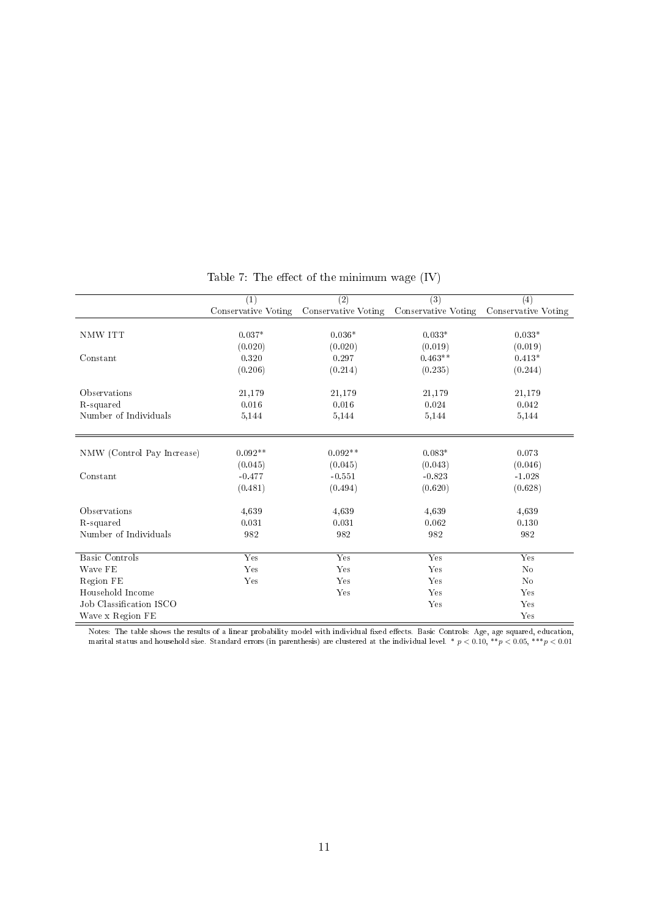Table 7: The effect of the minimum wage (IV)

| | (1) | (2) | (3) | (4) |
|---|---|---|---|---|
| | Conservative Voting | Conservative Voting | Conservative Voting | Conservative Voting |
| NMW ITT | 0.037* | 0.036* | 0.033* | 0.033* |
| | (0.020) | (0.020) | (0.019) | (0.019) |
| Constant | 0.320 | 0.297 | 0.463** | 0.413* |
| | (0.206) | (0.214) | (0.235) | (0.244) |
| Observations | 21,179 | 21,179 | 21,179 | 21,179 |
| R-squared | 0.016 | 0.016 | 0.024 | 0.042 |
| Number of Individuals | 5,144 | 5,144 | 5,144 | 5,144 |
| NMW (Control Pay Increase) | 0.092** | 0.092** | 0.083* | 0.073 |
| | (0.045) | (0.045) | (0.043) | (0.046) |
| Constant | -0.477 | -0.551 | -0.823 | -1.028 |
| | (0.481) | (0.494) | (0.620) | (0.628) |
| Observations | 4,639 | 4,639 | 4,639 | 4,639 |
| R-squared | 0.031 | 0.031 | 0.062 | 0.130 |
| Number of Individuals | 982 | 982 | 982 | 982 |
| Basic Controls | Yes | Yes | Yes | Yes |
| Wave FE | Yes | Yes | Yes | No |
| Region FE | Yes | Yes | Yes | No |
| Household Income | | Yes | Yes | Yes |
| Job Classification ISCO | | | Yes | Yes |
| Wave x Region FE | | | | Yes |

Notes: The table shows the results of a linear probability model with individual fixed effects. Basic Controls: Age, age squared, education, marital status and household size. Standard errors (in parenthesis) are clustered at the individual level. * $p < 0.10$, ** $p < 0.05$, *** $p < 0.01$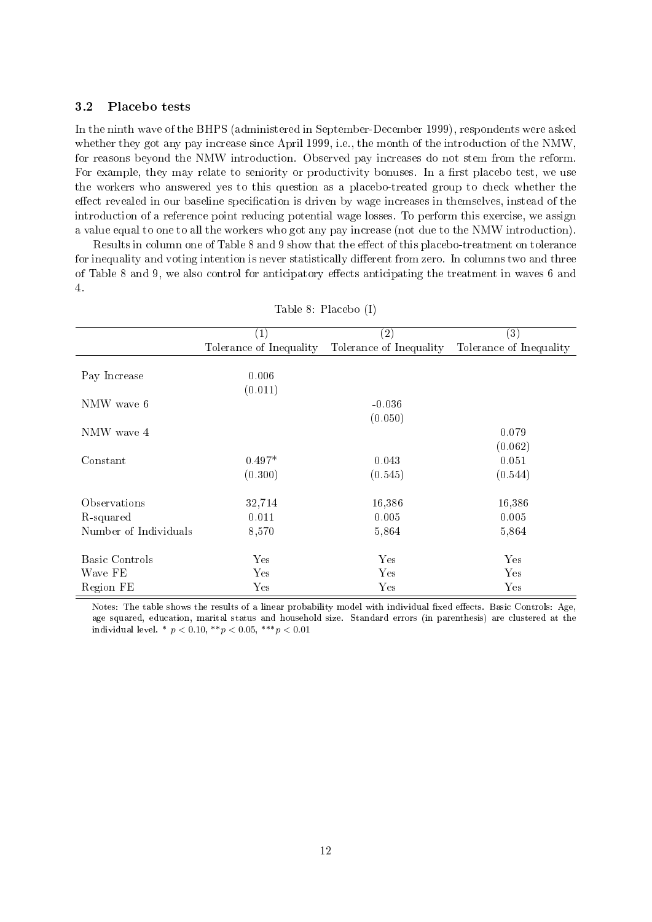### 3.2 Placebo tests

In the ninth wave of the BHPS (administered in September-December 1999), respondents were asked whether they got any pay increase since April 1999, i.e., the month of the introduction of the NMW, for reasons beyond the NMW introduction. Observed pay increases do not stem from the reform. For example, they may relate to seniority or productivity bonuses. In a first placebo test, we use the workers who answered yes to this question as a placebo-treated group to check whether the effect revealed in our baseline specification is driven by wage increases in themselves, instead of the introduction of a reference point reducing potential wage losses. To perform this exercise, we assign a value equal to one to all the workers who got any pay increase (not due to the NMW introduction).

Results in column one of Table 8 and 9 show that the effect of this placebo-treatment on tolerance for inequality and voting intention is never statistically different from zero. In columns two and three of Table 8 and 9, we also control for anticipatory effects anticipating the treatment in waves 6 and 4.

Table 8: Placebo (I)

| | (1) | (2) | (3) |
|---|---|---|---|
| | Tolerance of Inequality | Tolerance of Inequality | Tolerance of Inequality |
| Pay Increase | 0.006 | | |
| | (0.011) | | |
| NMW wave 6 | | -0.036 | |
| | | (0.050) | |
| NMW wave 4 | | | 0.079 |
| | | | (0.062) |
| Constant | 0.497* | 0.043 | 0.051 |
| | (0.300) | (0.545) | (0.544) |
| Observations | 32,714 | 16,386 | 16,386 |
| R-squared | 0.011 | 0.005 | 0.005 |
| Number of Individuals | 8,570 | 5,864 | 5,864 |
| Basic Controls | Yes | Yes | Yes |
| Wave FE | Yes | Yes | Yes |
| Region FE | Yes | Yes | Yes |

Notes: The table shows the results of a linear probability model with individual fixed effects. Basic Controls: Age, age squared, education, marital status and household size. Standard errors (in parenthesis) are clustered at the individual level. * $p < 0.10$, ** $p < 0.05$, *** $p < 0.01$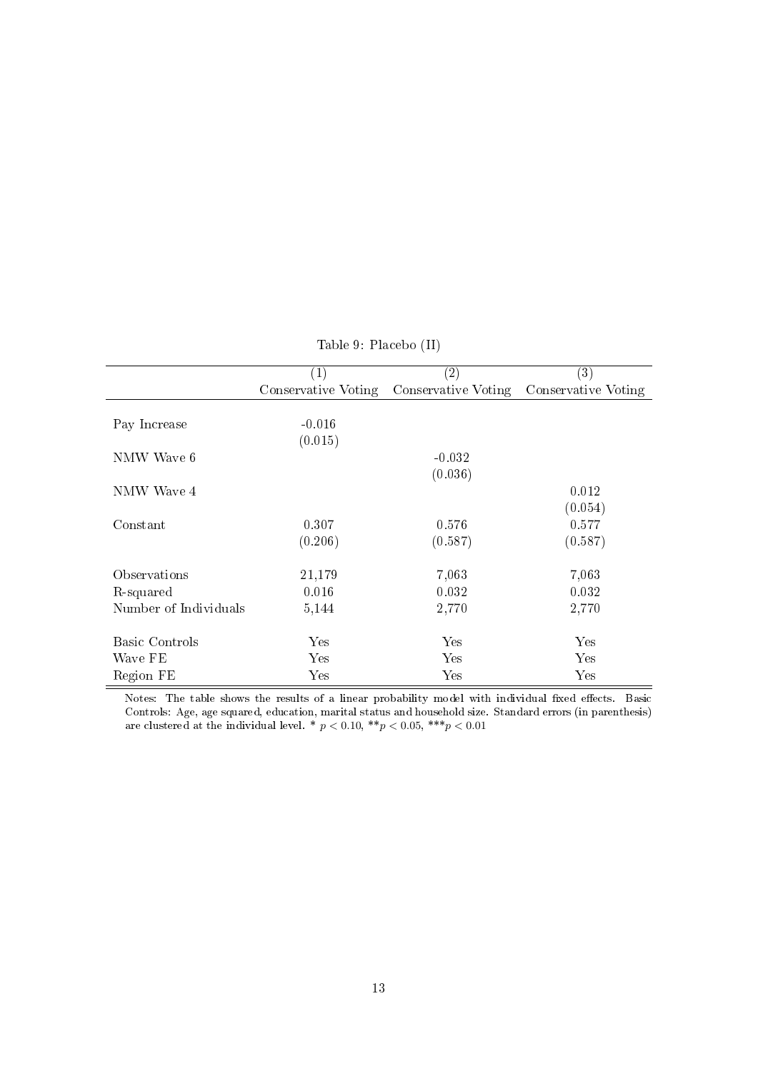Table 9: Placebo (II)

| | (1) | (2) | (3) |
|---|---|---|---|
| | Conservative Voting | Conservative Voting | Conservative Voting |
| Pay Increase | -0.016 | | |
| | (0.015) | | |
| NMW Wave 6 | | -0.032 | |
| | | (0.036) | |
| NMW Wave 4 | | | 0.012 |
| | | | (0.054) |
| Constant | 0.307 | 0.576 | 0.577 |
| | (0.206) | (0.587) | (0.587) |
| Observations | 21,179 | 7,063 | 7,063 |
| R-squared | 0.016 | 0.032 | 0.032 |
| Number of Individuals | 5,144 | 2,770 | 2,770 |
| Basic Controls | Yes | Yes | Yes |
| Wave FE | Yes | Yes | Yes |
| Region FE | Yes | Yes | Yes |

Notes: The table shows the results of a linear probability model with individual fixed effects. Basic Controls: Age, age squared, education, marital status and household size. Standard errors (in parenthesis) are clustered at the individual level. * $p < 0.10$, ** $p < 0.05$, *** $p < 0.01$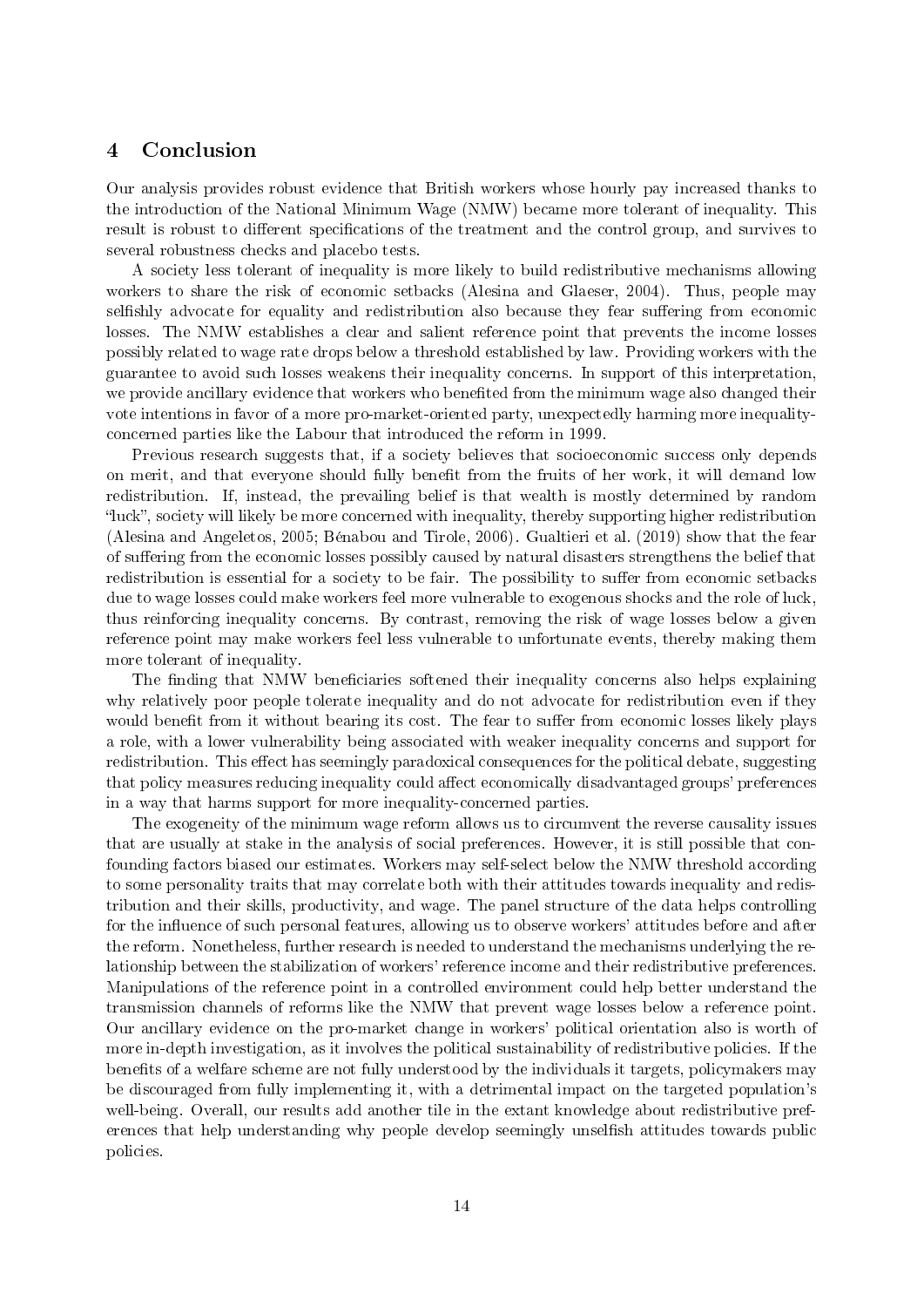## 4 Conclusion

Our analysis provides robust evidence that British workers whose hourly pay increased thanks to the introduction of the National Minimum Wage (NMW) became more tolerant of inequality. This result is robust to different specifications of the treatment and the control group, and survives to several robustness checks and placebo tests.

A society less tolerant of inequality is more likely to build redistributive mechanisms allowing workers to share the risk of economic setbacks (Alesina and Glaeser, 2004). Thus, people may selfishly advocate for equality and redistribution also because they fear suffering from economic losses. The NMW establishes a clear and salient reference point that prevents the income losses possibly related to wage rate drops below a threshold established by law. Providing workers with the guarantee to avoid such losses weakens their inequality concerns. In support of this interpretation, we provide ancillary evidence that workers who benefited from the minimum wage also changed their vote intentions in favor of a more pro-market-oriented party, unexpectedly harming more inequality-concerned parties like the Labour that introduced the reform in 1999.

Previous research suggests that, if a society believes that socioeconomic success only depends on merit, and that everyone should fully benefit from the fruits of her work, it will demand low redistribution. If, instead, the prevailing belief is that wealth is mostly determined by random "luck", society will likely be more concerned with inequality, thereby supporting higher redistribution (Alesina and Angeletos, 2005; Bénabou and Tirole, 2006). Gualtieri et al. (2019) show that the fear of suffering from the economic losses possibly caused by natural disasters strengthens the belief that redistribution is essential for a society to be fair. The possibility to suffer from economic setbacks due to wage losses could make workers feel more vulnerable to exogenous shocks and the role of luck, thus reinforcing inequality concerns. By contrast, removing the risk of wage losses below a given reference point may make workers feel less vulnerable to unfortunate events, thereby making them more tolerant of inequality.

The finding that NMW beneficiaries softened their inequality concerns also helps explaining why relatively poor people tolerate inequality and do not advocate for redistribution even if they would benefit from it without bearing its cost. The fear to suffer from economic losses likely plays a role, with a lower vulnerability being associated with weaker inequality concerns and support for redistribution. This effect has seemingly paradoxical consequences for the political debate, suggesting that policy measures reducing inequality could affect economically disadvantaged groups' preferences in a way that harms support for more inequality-concerned parties.

The exogeneity of the minimum wage reform allows us to circumvent the reverse causality issues that are usually at stake in the analysis of social preferences. However, it is still possible that confounding factors biased our estimates. Workers may self-select below the NMW threshold according to some personality traits that may correlate both with their attitudes towards inequality and redistribution and their skills, productivity, and wage. The panel structure of the data helps controlling for the influence of such personal features, allowing us to observe workers' attitudes before and after the reform. Nonetheless, further research is needed to understand the mechanisms underlying the relationship between the stabilization of workers' reference income and their redistributive preferences. Manipulations of the reference point in a controlled environment could help better understand the transmission channels of reforms like the NMW that prevent wage losses below a reference point. Our ancillary evidence on the pro-market change in workers' political orientation also is worth of more in-depth investigation, as it involves the political sustainability of redistributive policies. If the benefits of a welfare scheme are not fully understood by the individuals it targets, policymakers may be discouraged from fully implementing it, with a detrimental impact on the targeted population's well-being. Overall, our results add another tile in the extant knowledge about redistributive preferences that help understanding why people develop seemingly unselfish attitudes towards public policies.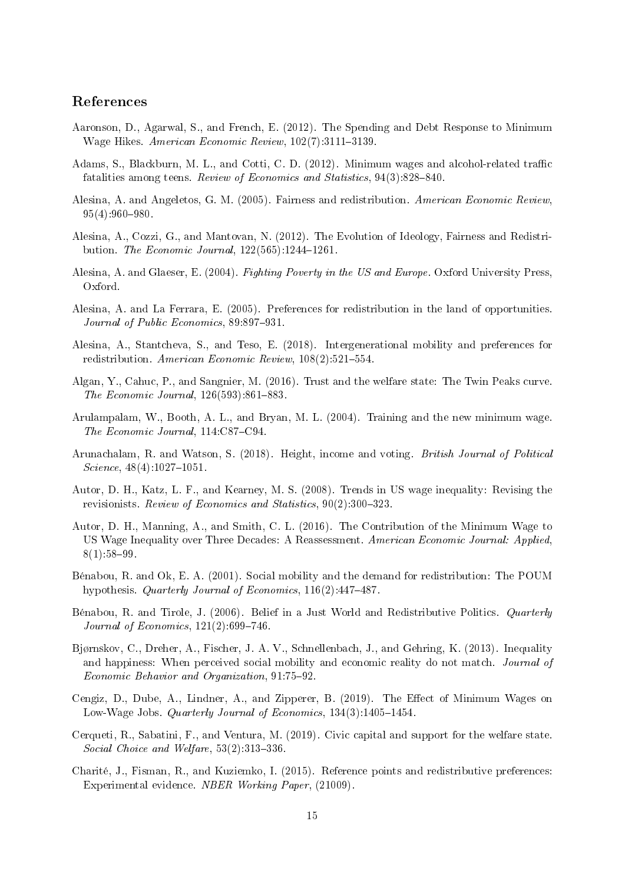## References

Aaronson, D., Agarwal, S., and French, E. (2012). The Spending and Debt Response to Minimum Wage Hikes. *American Economic Review*, 102(7):3111–3139.

Adams, S., Blackburn, M. L., and Cotti, C. D. (2012). Minimum wages and alcohol-related traffic fatalities among teens. *Review of Economics and Statistics*, 94(3):828–840.

Alesina, A. and Angeletos, G. M. (2005). Fairness and redistribution. *American Economic Review*, 95(4):960–980.

Alesina, A., Cozzi, G., and Mantovan, N. (2012). The Evolution of Ideology, Fairness and Redistribution. *The Economic Journal*, 122(565):1244–1261.

Alesina, A. and Glaeser, E. (2004). *Fighting Poverty in the US and Europe*. Oxford University Press, Oxford.

Alesina, A. and La Ferrara, E. (2005). Preferences for redistribution in the land of opportunities. *Journal of Public Economics*, 89:897–931.

Alesina, A., Stantcheva, S., and Teso, E. (2018). Intergenerational mobility and preferences for redistribution. *American Economic Review*, 108(2):521–554.

Algan, Y., Cahuc, P., and Sangnier, M. (2016). Trust and the welfare state: The Twin Peaks curve. *The Economic Journal*, 126(593):861–883.

Arulampalam, W., Booth, A. L., and Bryan, M. L. (2004). Training and the new minimum wage. *The Economic Journal*, 114:C87–C94.

Arunachalam, R. and Watson, S. (2018). Height, income and voting. *British Journal of Political Science*, 48(4):1027–1051.

Autor, D. H., Katz, L. F., and Kearney, M. S. (2008). Trends in US wage inequality: Revising the revisionists. *Review of Economics and Statistics*, 90(2):300–323.

Autor, D. H., Manning, A., and Smith, C. L. (2016). The Contribution of the Minimum Wage to US Wage Inequality over Three Decades: A Reassessment. *American Economic Journal: Applied*, 8(1):58–99.

Bénabou, R. and Ok, E. A. (2001). Social mobility and the demand for redistribution: The POUM hypothesis. *Quarterly Journal of Economics*, 116(2):447–487.

Bénabou, R. and Tirole, J. (2006). Belief in a Just World and Redistributive Politics. *Quarterly Journal of Economics*, 121(2):699–746.

Bjørnskov, C., Dreher, A., Fischer, J. A. V., Schnellenbach, J., and Gehring, K. (2013). Inequality and happiness: When perceived social mobility and economic reality do not match. *Journal of Economic Behavior and Organization*, 91:75–92.

Cengiz, D., Dube, A., Lindner, A., and Zipperer, B. (2019). The Effect of Minimum Wages on Low-Wage Jobs. *Quarterly Journal of Economics*, 134(3):1405–1454.

Cerqueti, R., Sabatini, F., and Ventura, M. (2019). Civic capital and support for the welfare state. *Social Choice and Welfare*, 53(2):313–336.

Charité, J., Fisman, R., and Kuziemko, I. (2015). Reference points and redistributive preferences: Experimental evidence. *NBER Working Paper*, (21009).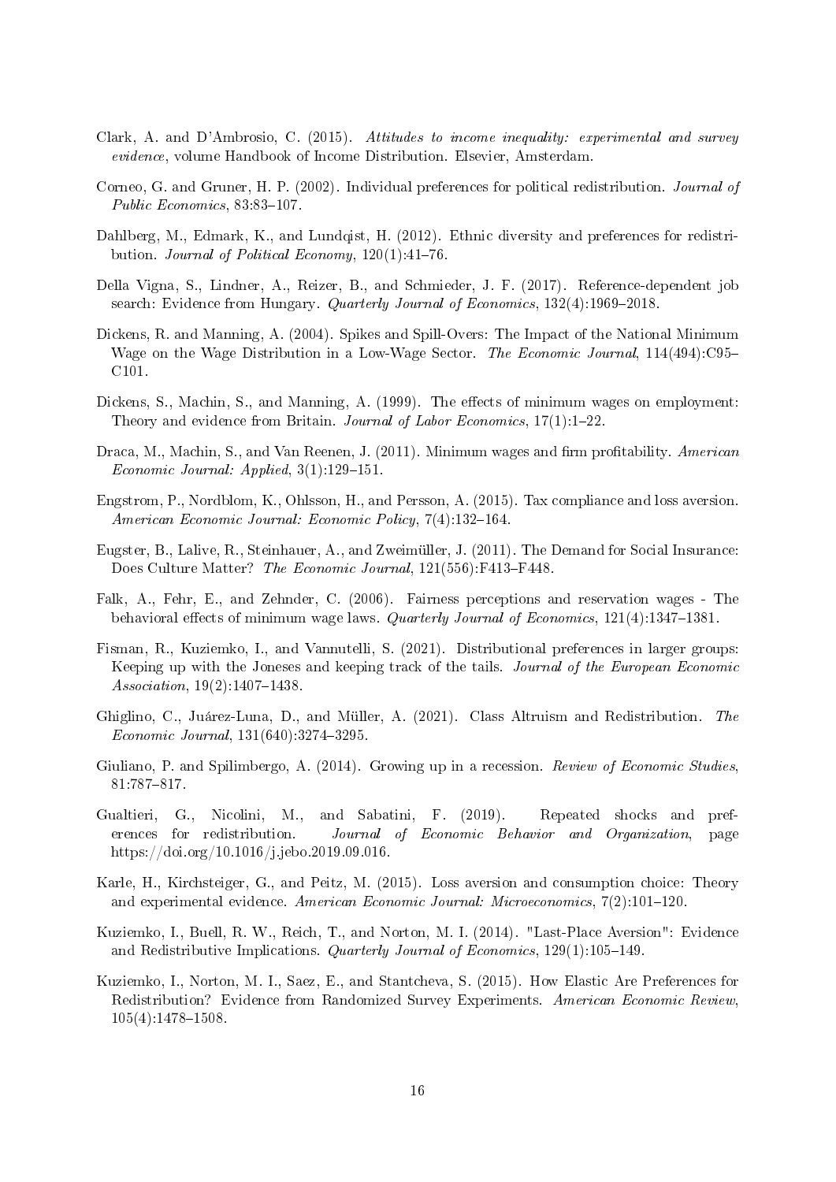Clark, A. and D'Ambrosio, C. (2015). *Attitudes to income inequality: experimental and survey evidence*, volume Handbook of Income Distribution. Elsevier, Amsterdam.

Corneo, G. and Gruner, H. P. (2002). Individual preferences for political redistribution. *Journal of Public Economics*, 83:83–107.

Dahlberg, M., Edmark, K., and Lundqist, H. (2012). Ethnic diversity and preferences for redistribution. *Journal of Political Economy*, 120(1):41–76.

Della Vigna, S., Lindner, A., Reizer, B., and Schmieder, J. F. (2017). Reference-dependent job search: Evidence from Hungary. *Quarterly Journal of Economics*, 132(4):1969–2018.

Dickens, R. and Manning, A. (2004). Spikes and Spill-Overs: The Impact of the National Minimum Wage on the Wage Distribution in a Low-Wage Sector. *The Economic Journal*, 114(494):C95–C101.

Dickens, S., Machin, S., and Manning, A. (1999). The effects of minimum wages on employment: Theory and evidence from Britain. *Journal of Labor Economics*, 17(1):1–22.

Draca, M., Machin, S., and Van Reenen, J. (2011). Minimum wages and firm profitability. *American Economic Journal: Applied*, 3(1):129–151.

Engstrom, P., Nordblom, K., Ohlsson, H., and Persson, A. (2015). Tax compliance and loss aversion. *American Economic Journal: Economic Policy*, 7(4):132–164.

Eugster, B., Lalive, R., Steinhauer, A., and Zweimüller, J. (2011). The Demand for Social Insurance: Does Culture Matter? *The Economic Journal*, 121(556):F413–F448.

Falk, A., Fehr, E., and Zehnder, C. (2006). Fairness perceptions and reservation wages - The behavioral effects of minimum wage laws. *Quarterly Journal of Economics*, 121(4):1347–1381.

Fisman, R., Kuziemko, I., and Vannutelli, S. (2021). Distributional preferences in larger groups: Keeping up with the Joneses and keeping track of the tails. *Journal of the European Economic Association*, 19(2):1407–1438.

Ghiglino, C., Juárez-Luna, D., and Müller, A. (2021). Class Altruism and Redistribution. *The Economic Journal*, 131(640):3274–3295.

Giuliano, P. and Spilimbergo, A. (2014). Growing up in a recession. *Review of Economic Studies*, 81:787–817.

Gualtieri, G., Nicolini, M., and Sabatini, F. (2019). Repeated shocks and preferences for redistribution. *Journal of Economic Behavior and Organization*, page https://doi.org/10.1016/j.jebo.2019.09.016.

Karle, H., Kirchsteiger, G., and Peitz, M. (2015). Loss aversion and consumption choice: Theory and experimental evidence. *American Economic Journal: Microeconomics*, 7(2):101–120.

Kuziemko, I., Buell, R. W., Reich, T., and Norton, M. I. (2014). "Last-Place Aversion": Evidence and Redistributive Implications. *Quarterly Journal of Economics*, 129(1):105–149.

Kuziemko, I., Norton, M. I., Saez, E., and Stantcheva, S. (2015). How Elastic Are Preferences for Redistribution? Evidence from Randomized Survey Experiments. *American Economic Review*, 105(4):1478–1508.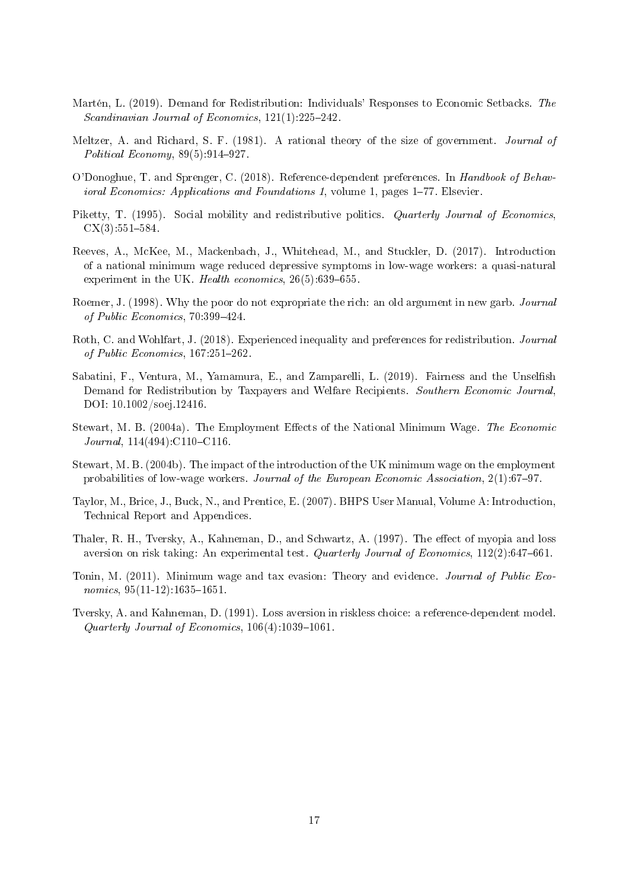Martén, L. (2019). Demand for Redistribution: Individuals' Responses to Economic Setbacks. *The Scandinavian Journal of Economics*, 121(1):225–242.

Meltzer, A. and Richard, S. F. (1981). A rational theory of the size of government. *Journal of Political Economy*, 89(5):914–927.

O'Donoghue, T. and Sprenger, C. (2018). Reference-dependent preferences. In *Handbook of Behavioral Economics: Applications and Foundations 1*, volume 1, pages 1–77. Elsevier.

Piketty, T. (1995). Social mobility and redistributive politics. *Quarterly Journal of Economics*, CX(3):551–584.

Reeves, A., McKee, M., Mackenbach, J., Whitehead, M., and Stuckler, D. (2017). Introduction of a national minimum wage reduced depressive symptoms in low-wage workers: a quasi-natural experiment in the UK. *Health economics*, 26(5):639–655.

Roemer, J. (1998). Why the poor do not expropriate the rich: an old argument in new garb. *Journal of Public Economics*, 70:399–424.

Roth, C. and Wohlfart, J. (2018). Experienced inequality and preferences for redistribution. *Journal of Public Economics*, 167:251–262.

Sabatini, F., Ventura, M., Yamamura, E., and Zamparelli, L. (2019). Fairness and the Unselfish Demand for Redistribution by Taxpayers and Welfare Recipients. *Southern Economic Journal*, DOI: 10.1002/soej.12416.

Stewart, M. B. (2004a). The Employment Effects of the National Minimum Wage. *The Economic Journal*, 114(494):C110–C116.

Stewart, M. B. (2004b). The impact of the introduction of the UK minimum wage on the employment probabilities of low-wage workers. *Journal of the European Economic Association*, 2(1):67–97.

Taylor, M., Brice, J., Buck, N., and Prentice, E. (2007). BHPS User Manual, Volume A: Introduction, Technical Report and Appendices.

Thaler, R. H., Tversky, A., Kahneman, D., and Schwartz, A. (1997). The effect of myopia and loss aversion on risk taking: An experimental test. *Quarterly Journal of Economics*, 112(2):647–661.

Tonin, M. (2011). Minimum wage and tax evasion: Theory and evidence. *Journal of Public Economics*, 95(11-12):1635–1651.

Tversky, A. and Kahneman, D. (1991). Loss aversion in riskless choice: a reference-dependent model. *Quarterly Journal of Economics*, 106(4):1039–1061.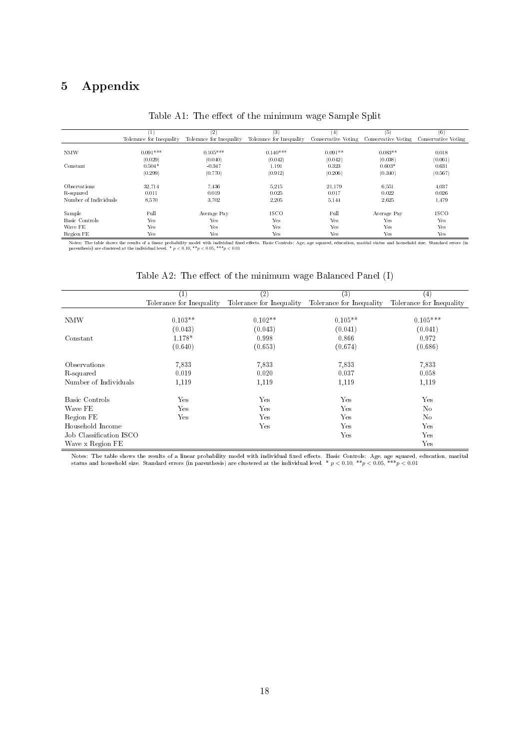# 5 Appendix

Table A1: The effect of the minimum wage Sample Split

| | (1) | (2) | (3) | (4) | (5) | (6) |
|---|---|---|---|---|---|---|
| | Tolerance for Inequality | Tolerance for Inequality | Tolerance for Inequality | Conservative Voting | Conservative Voting | Conservative Voting |
| NMW | 0.091*** | 0.105*** | 0.140*** | 0.091** | 0.083** | 0.018 |
| | (0.029) | (0.040) | (0.042) | (0.042) | (0.038) | (0.061) |
| Constant | 0.504* | -0.347 | 1.191 | 0.323 | 0.603* | 0.631 |
| | (0.299) | (0.770) | (0.912) | (0.206) | (0.340) | (0.567) |
| Observations | 32,714 | 7,436 | 5,215 | 21,179 | 6,551 | 4,037 |
| R-squared | 0.011 | 0.019 | 0.025 | 0.017 | 0.022 | 0.026 |
| Number of Individuals | 8,570 | 3,702 | 2,205 | 5,144 | 2,625 | 1,479 |
| Sample | Full | Average Pay | ISCO | Full | Average Pay | ISCO |
| Basic Controls | Yes | Yes | Yes | Yes | Yes | Yes |
| Wave FE | Yes | Yes | Yes | Yes | Yes | Yes |
| Region FE | Yes | Yes | Yes | Yes | Yes | Yes |

Notes: The table shows the results of a linear probability model with individual fixed effects. Basic Controls: Age, age squared, education, marital status and household size. Standard errors (in parenthesis) are clustered at the individual level. * $p < 0.10$, ** $p < 0.05$, *** $p < 0.01$

Table A2: The effect of the minimum wage Balanced Panel (I)

| | (1) | (2) | (3) | (4) |
|---|---|---|---|---|
| | Tolerance for Inequality | Tolerance for Inequality | Tolerance for Inequality | Tolerance for Inequality |
| NMW | 0.103** | 0.102** | 0.105** | 0.105*** |
| | (0.043) | (0.043) | (0.041) | (0.041) |
| Constant | 1.178* | 0.998 | 0.866 | 0.972 |
| | (0.640) | (0.653) | (0.674) | (0.686) |
| Observations | 7,833 | 7,833 | 7,833 | 7,833 |
| R-squared | 0.019 | 0.020 | 0.037 | 0.058 |
| Number of Individuals | 1,119 | 1,119 | 1,119 | 1,119 |
| Basic Controls | Yes | Yes | Yes | Yes |
| Wave FE | Yes | Yes | Yes | No |
| Region FE | Yes | Yes | Yes | No |
| Household Income | | Yes | Yes | Yes |
| Job Classification ISCO | | | Yes | Yes |
| Wave x Region FE | | | | Yes |

Notes: The table shows the results of a linear probability model with individual fixed effects. Basic Controls: Age, age squared, education, marital status and household size. Standard errors (in parenthesis) are clustered at the individual level. * $p < 0.10$, ** $p < 0.05$, *** $p < 0.01$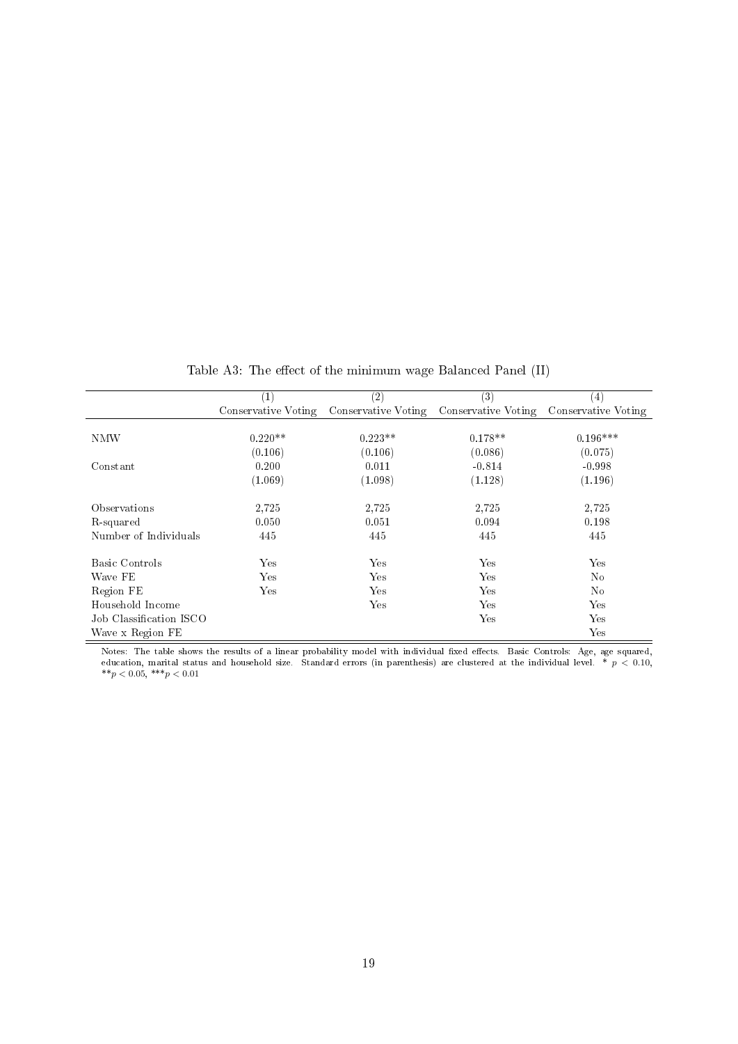Table A3: The effect of the minimum wage Balanced Panel (II)

| | (1) | (2) | (3) | (4) |
|---|---|---|---|---|
| | Conservative Voting | Conservative Voting | Conservative Voting | Conservative Voting |
| NMW | 0.220** | 0.223** | 0.178** | 0.196*** |
| | (0.106) | (0.106) | (0.086) | (0.075) |
| Constant | 0.200 | 0.011 | -0.814 | -0.998 |
| | (1.069) | (1.098) | (1.128) | (1.196) |
| Observations | 2,725 | 2,725 | 2,725 | 2,725 |
| R-squared | 0.050 | 0.051 | 0.094 | 0.198 |
| Number of Individuals | 445 | 445 | 445 | 445 |
| Basic Controls | Yes | Yes | Yes | Yes |
| Wave FE | Yes | Yes | Yes | No |
| Region FE | Yes | Yes | Yes | No |
| Household Income | | Yes | Yes | Yes |
| Job Classification ISCO | | | Yes | Yes |
| Wave x Region FE | | | | Yes |

Notes: The table shows the results of a linear probability model with individual fixed effects. Basic Controls: Age, age squared, education, marital status and household size. Standard errors (in parenthesis) are clustered at the individual level. * $p < 0.10$, ** $p < 0.05$, *** $p < 0.01$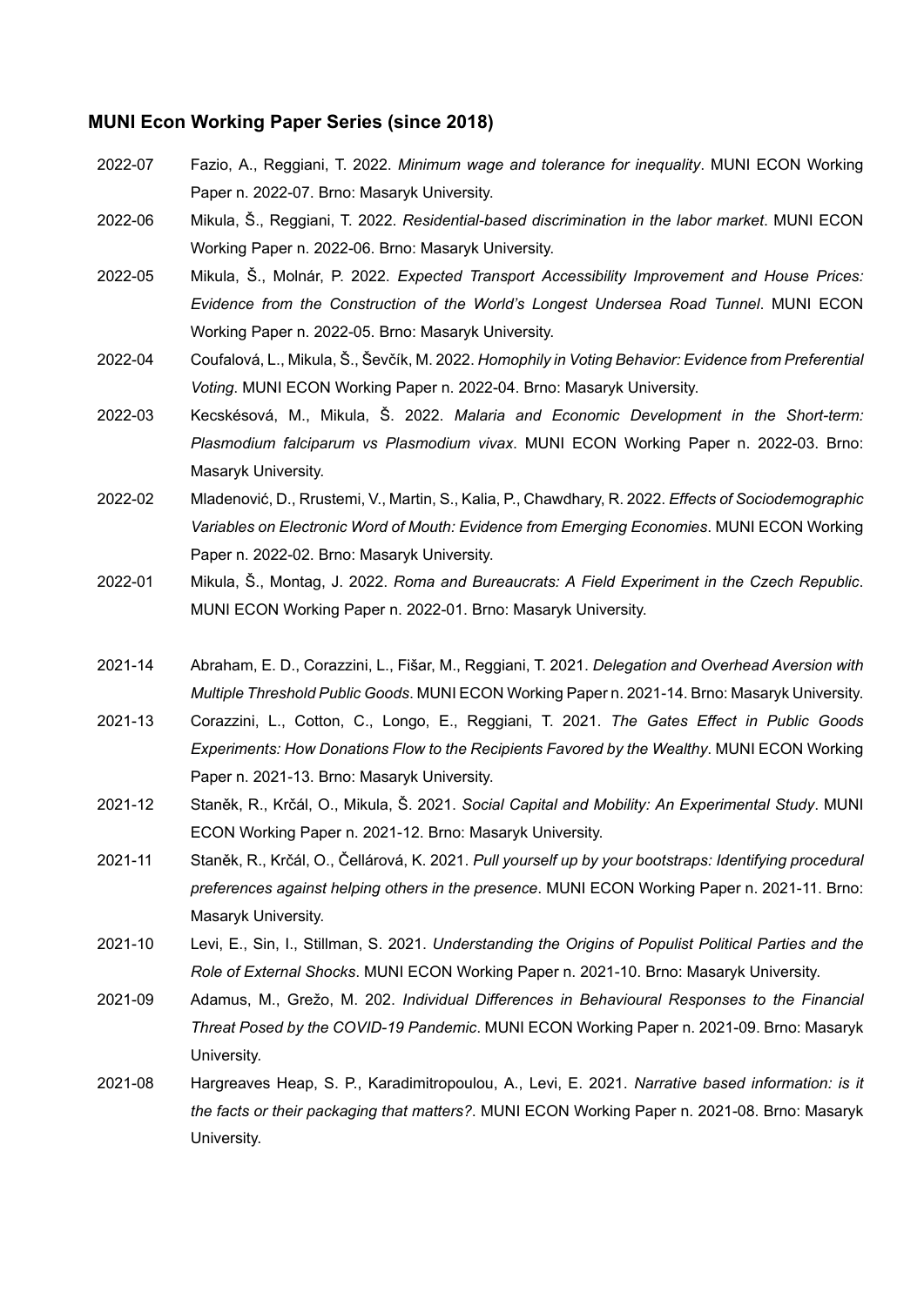### MUNI Econ Working Paper Series (since 2018)

2022-07 Fazio, A., Reggiani, T. 2022. *Minimum wage and tolerance for inequality*. MUNI ECON Working Paper n. 2022-07. Brno: Masaryk University.

2022-06 Mikula, Š., Reggiani, T. 2022. *Residential-based discrimination in the labor market*. MUNI ECON Working Paper n. 2022-06. Brno: Masaryk University.

2022-05 Mikula, Š., Molnár, P. 2022. *Expected Transport Accessibility Improvement and House Prices: Evidence from the Construction of the World's Longest Undersea Road Tunnel*. MUNI ECON Working Paper n. 2022-05. Brno: Masaryk University.

2022-04 Coufalová, L., Mikula, Š., Ševčík, M. 2022. *Homophily in Voting Behavior: Evidence from Preferential Voting*. MUNI ECON Working Paper n. 2022-04. Brno: Masaryk University.

2022-03 Kecskésová, M., Mikula, Š. 2022. *Malaria and Economic Development in the Short-term: Plasmodium falciparum vs Plasmodium vivax*. MUNI ECON Working Paper n. 2022-03. Brno: Masaryk University.

2022-02 Mladenović, D., Rrustemi, V., Martin, S., Kalia, P., Chawdhary, R. 2022. *Effects of Sociodemographic Variables on Electronic Word of Mouth: Evidence from Emerging Economies*. MUNI ECON Working Paper n. 2022-02. Brno: Masaryk University.

2022-01 Mikula, Š., Montag, J. 2022. *Roma and Bureaucrats: A Field Experiment in the Czech Republic*. MUNI ECON Working Paper n. 2022-01. Brno: Masaryk University.

2021-14 Abraham, E. D., Corazzini, L., Fišar, M., Reggiani, T. 2021. *Delegation and Overhead Aversion with Multiple Threshold Public Goods*. MUNI ECON Working Paper n. 2021-14. Brno: Masaryk University.

2021-13 Corazzini, L., Cotton, C., Longo, E., Reggiani, T. 2021. *The Gates Effect in Public Goods Experiments: How Donations Flow to the Recipients Favored by the Wealthy*. MUNI ECON Working Paper n. 2021-13. Brno: Masaryk University.

2021-12 Staněk, R., Krčál, O., Mikula, Š. 2021. *Social Capital and Mobility: An Experimental Study*. MUNI ECON Working Paper n. 2021-12. Brno: Masaryk University.

2021-11 Staněk, R., Krčál, O., Čellárová, K. 2021. *Pull yourself up by your bootstraps: Identifying procedural preferences against helping others in the presence*. MUNI ECON Working Paper n. 2021-11. Brno: Masaryk University.

2021-10 Levi, E., Sin, I., Stillman, S. 2021. *Understanding the Origins of Populist Political Parties and the Role of External Shocks*. MUNI ECON Working Paper n. 2021-10. Brno: Masaryk University.

2021-09 Adamus, M., Grežo, M. 202. *Individual Differences in Behavioural Responses to the Financial Threat Posed by the COVID-19 Pandemic*. MUNI ECON Working Paper n. 2021-09. Brno: Masaryk University.

2021-08 Hargreaves Heap, S. P., Karadimitropoulou, A., Levi, E. 2021. *Narrative based information: is it the facts or their packaging that matters?*. MUNI ECON Working Paper n. 2021-08. Brno: Masaryk University.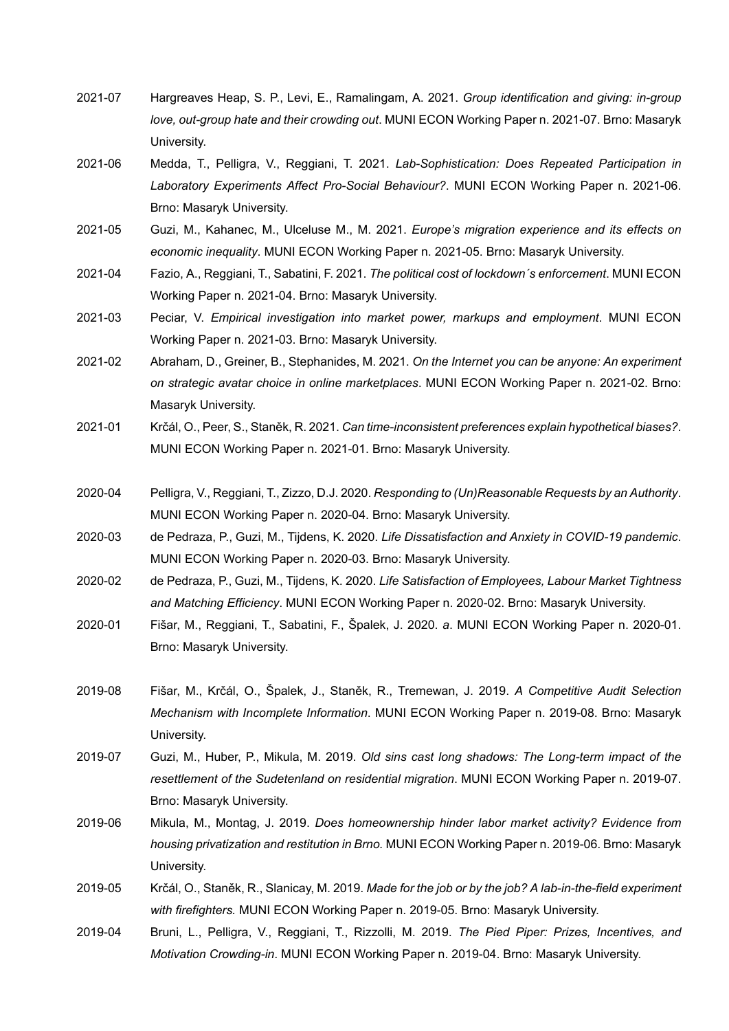2021-07 Hargreaves Heap, S. P., Levi, E., Ramalingam, A. 2021. *Group identification and giving: in-group love, out-group hate and their crowding out*. MUNI ECON Working Paper n. 2021-07. Brno: Masaryk University.

2021-06 Medda, T., Pelligra, V., Reggiani, T. 2021. *Lab-Sophistication: Does Repeated Participation in Laboratory Experiments Affect Pro-Social Behaviour?*. MUNI ECON Working Paper n. 2021-06. Brno: Masaryk University.

2021-05 Guzi, M., Kahanec, M., Ulceluse M., M. 2021. *Europe's migration experience and its effects on economic inequality*. MUNI ECON Working Paper n. 2021-05. Brno: Masaryk University.

2021-04 Fazio, A., Reggiani, T., Sabatini, F. 2021. *The political cost of lockdown´s enforcement*. MUNI ECON Working Paper n. 2021-04. Brno: Masaryk University.

2021-03 Peciar, V. *Empirical investigation into market power, markups and employment*. MUNI ECON Working Paper n. 2021-03. Brno: Masaryk University.

2021-02 Abraham, D., Greiner, B., Stephanides, M. 2021. *On the Internet you can be anyone: An experiment on strategic avatar choice in online marketplaces*. MUNI ECON Working Paper n. 2021-02. Brno: Masaryk University.

2021-01 Krčál, O., Peer, S., Staněk, R. 2021. *Can time-inconsistent preferences explain hypothetical biases?*. MUNI ECON Working Paper n. 2021-01. Brno: Masaryk University.

2020-04 Pelligra, V., Reggiani, T., Zizzo, D.J. 2020. *Responding to (Un)Reasonable Requests by an Authority*. MUNI ECON Working Paper n. 2020-04. Brno: Masaryk University.

2020-03 de Pedraza, P., Guzi, M., Tijdens, K. 2020. *Life Dissatisfaction and Anxiety in COVID-19 pandemic*. MUNI ECON Working Paper n. 2020-03. Brno: Masaryk University.

2020-02 de Pedraza, P., Guzi, M., Tijdens, K. 2020. *Life Satisfaction of Employees, Labour Market Tightness and Matching Efficiency*. MUNI ECON Working Paper n. 2020-02. Brno: Masaryk University.

2020-01 Fišar, M., Reggiani, T., Sabatini, F., Špalek, J. 2020. *a*. MUNI ECON Working Paper n. 2020-01. Brno: Masaryk University.

2019-08 Fišar, M., Krčál, O., Špalek, J., Staněk, R., Tremewan, J. 2019. *A Competitive Audit Selection Mechanism with Incomplete Information*. MUNI ECON Working Paper n. 2019-08. Brno: Masaryk University.

2019-07 Guzi, M., Huber, P., Mikula, M. 2019. *Old sins cast long shadows: The Long-term impact of the resettlement of the Sudetenland on residential migration*. MUNI ECON Working Paper n. 2019-07. Brno: Masaryk University.

2019-06 Mikula, M., Montag, J. 2019. *Does homeownership hinder labor market activity? Evidence from housing privatization and restitution in Brno.* MUNI ECON Working Paper n. 2019-06. Brno: Masaryk University.

2019-05 Krčál, O., Staněk, R., Slanicay, M. 2019. *Made for the job or by the job? A lab-in-the-field experiment with firefighters.* MUNI ECON Working Paper n. 2019-05. Brno: Masaryk University.

2019-04 Bruni, L., Pelligra, V., Reggiani, T., Rizzolli, M. 2019. *The Pied Piper: Prizes, Incentives, and Motivation Crowding-in*. MUNI ECON Working Paper n. 2019-04. Brno: Masaryk University.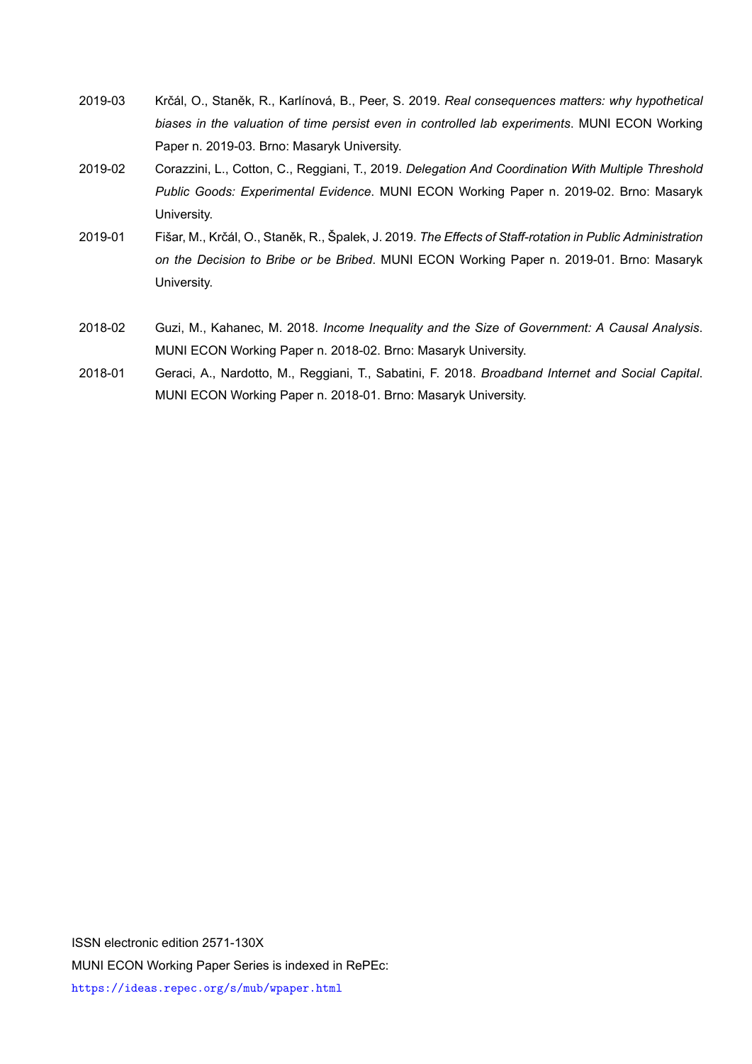2019-03 Krčál, O., Staněk, R., Karlínová, B., Peer, S. 2019. *Real consequences matters: why hypothetical biases in the valuation of time persist even in controlled lab experiments*. MUNI ECON Working Paper n. 2019-03. Brno: Masaryk University.

2019-02 Corazzini, L., Cotton, C., Reggiani, T., 2019. *Delegation And Coordination With Multiple Threshold Public Goods: Experimental Evidence*. MUNI ECON Working Paper n. 2019-02. Brno: Masaryk University.

2019-01 Fišar, M., Krčál, O., Staněk, R., Špalek, J. 2019. *The Effects of Staff-rotation in Public Administration on the Decision to Bribe or be Bribed*. MUNI ECON Working Paper n. 2019-01. Brno: Masaryk University.

2018-02 Guzi, M., Kahanec, M. 2018. *Income Inequality and the Size of Government: A Causal Analysis*. MUNI ECON Working Paper n. 2018-02. Brno: Masaryk University.

2018-01 Geraci, A., Nardotto, M., Reggiani, T., Sabatini, F. 2018. *Broadband Internet and Social Capital*. MUNI ECON Working Paper n. 2018-01. Brno: Masaryk University.

ISSN electronic edition 2571-130X

MUNI ECON Working Paper Series is indexed in RePEc:

https://ideas.repec.org/s/mub/wpaper.html